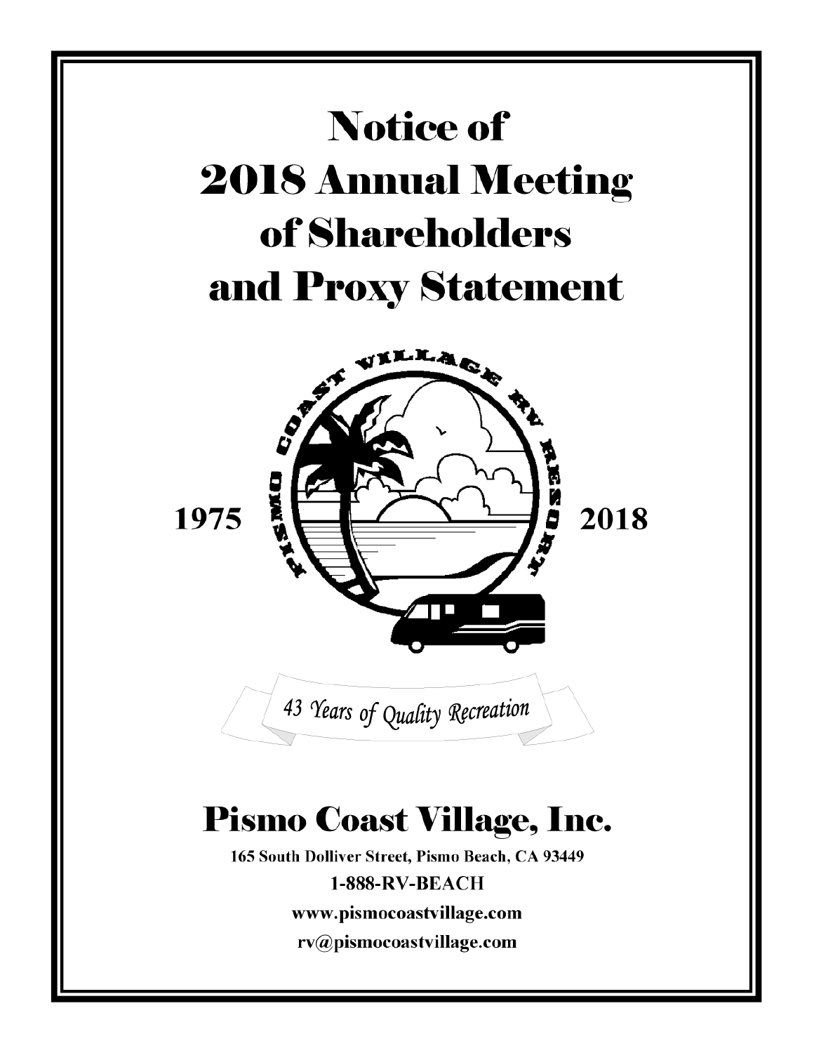# Notice of 2018 Annual Meeting of Shareholders and Proxy Statement

1975 2018

*43 Years of Quality Recreation*

## Pismo Coast Village, Inc.

**165 South Dolliver Street, Pismo Beach, CA 93449**

**1-888-RV-BEACH**

**www.pismocoastvillage.com**

**rv@pismocoastvillage.com**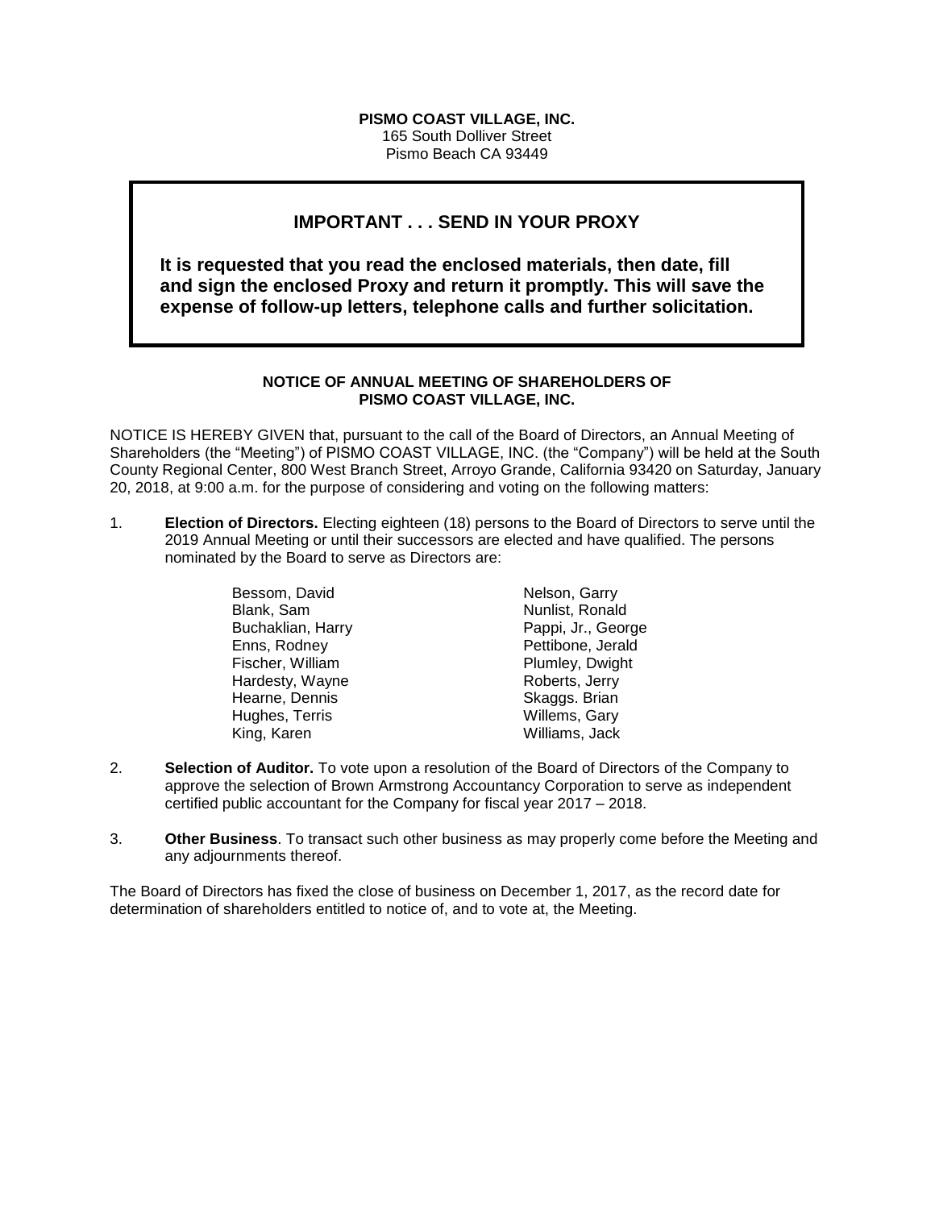**PISMO COAST VILLAGE, INC.**
165 South Dolliver Street
Pismo Beach CA 93449

## IMPORTANT . . . SEND IN YOUR PROXY

**It is requested that you read the enclosed materials, then date, fill and sign the enclosed Proxy and return it promptly. This will save the expense of follow-up letters, telephone calls and further solicitation.**

**NOTICE OF ANNUAL MEETING OF SHAREHOLDERS OF PISMO COAST VILLAGE, INC.**

NOTICE IS HEREBY GIVEN that, pursuant to the call of the Board of Directors, an Annual Meeting of Shareholders (the "Meeting") of PISMO COAST VILLAGE, INC. (the "Company") will be held at the South County Regional Center, 800 West Branch Street, Arroyo Grande, California 93420 on Saturday, January 20, 2018, at 9:00 a.m. for the purpose of considering and voting on the following matters:

1. **Election of Directors.** Electing eighteen (18) persons to the Board of Directors to serve until the 2019 Annual Meeting or until their successors are elected and have qualified. The persons nominated by the Board to serve as Directors are:

   Bessom, David
   Blank, Sam
   Buchaklian, Harry
   Enns, Rodney
   Fischer, William
   Hardesty, Wayne
   Hearne, Dennis
   Hughes, Terris
   King, Karen
   Nelson, Garry
   Nunlist, Ronald
   Pappi, Jr., George
   Pettibone, Jerald
   Plumley, Dwight
   Roberts, Jerry
   Skaggs. Brian
   Willems, Gary
   Williams, Jack

2. **Selection of Auditor.** To vote upon a resolution of the Board of Directors of the Company to approve the selection of Brown Armstrong Accountancy Corporation to serve as independent certified public accountant for the Company for fiscal year 2017 – 2018.

3. **Other Business**. To transact such other business as may properly come before the Meeting and any adjournments thereof.

The Board of Directors has fixed the close of business on December 1, 2017, as the record date for determination of shareholders entitled to notice of, and to vote at, the Meeting.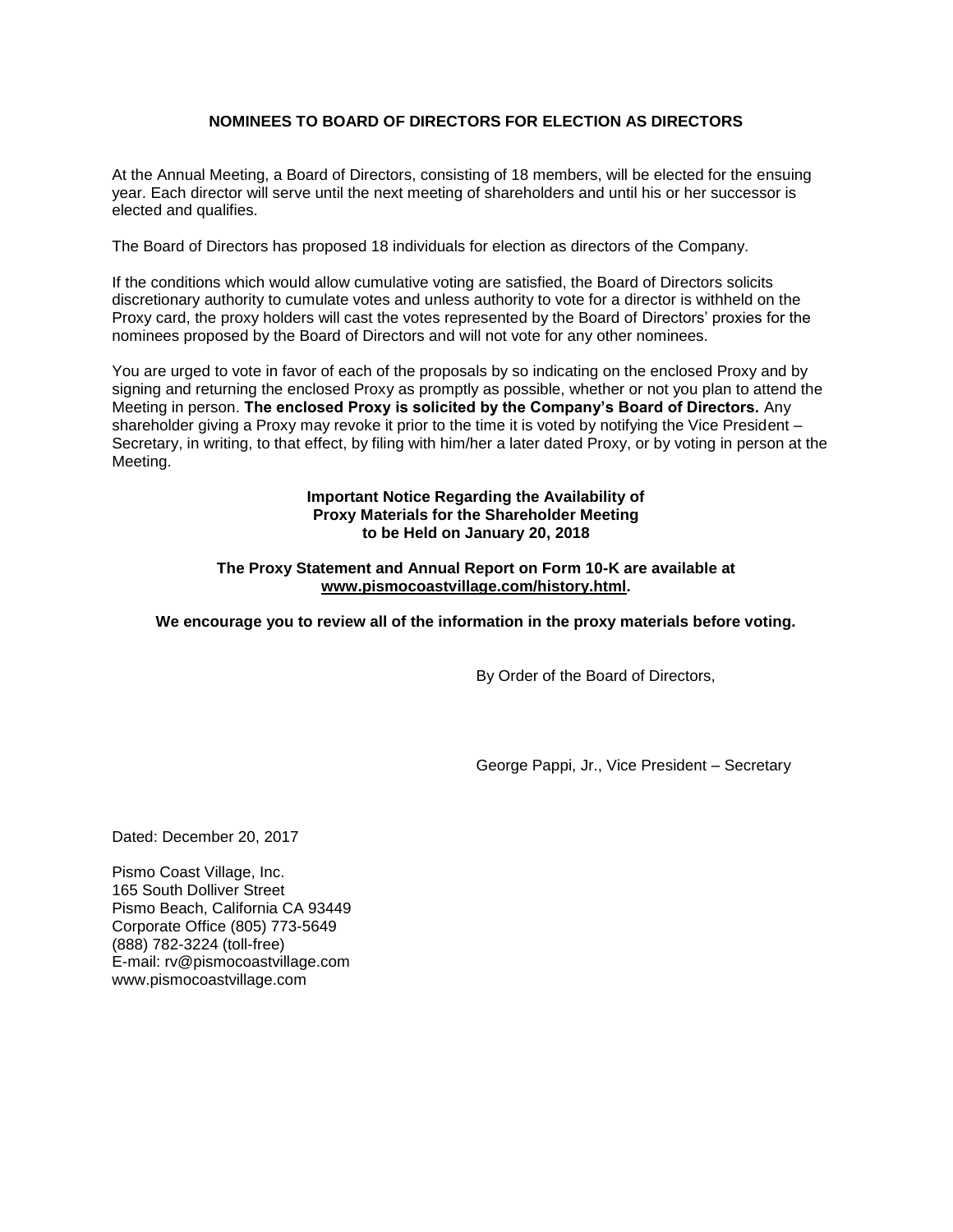## NOMINEES TO BOARD OF DIRECTORS FOR ELECTION AS DIRECTORS

At the Annual Meeting, a Board of Directors, consisting of 18 members, will be elected for the ensuing year. Each director will serve until the next meeting of shareholders and until his or her successor is elected and qualifies.

The Board of Directors has proposed 18 individuals for election as directors of the Company.

If the conditions which would allow cumulative voting are satisfied, the Board of Directors solicits discretionary authority to cumulate votes and unless authority to vote for a director is withheld on the Proxy card, the proxy holders will cast the votes represented by the Board of Directors' proxies for the nominees proposed by the Board of Directors and will not vote for any other nominees.

You are urged to vote in favor of each of the proposals by so indicating on the enclosed Proxy and by signing and returning the enclosed Proxy as promptly as possible, whether or not you plan to attend the Meeting in person. **The enclosed Proxy is solicited by the Company's Board of Directors.** Any shareholder giving a Proxy may revoke it prior to the time it is voted by notifying the Vice President – Secretary, in writing, to that effect, by filing with him/her a later dated Proxy, or by voting in person at the Meeting.

**Important Notice Regarding the Availability of Proxy Materials for the Shareholder Meeting to be Held on January 20, 2018**

**The Proxy Statement and Annual Report on Form 10-K are available at www.pismocoastvillage.com/history.html.**

**We encourage you to review all of the information in the proxy materials before voting.**

By Order of the Board of Directors,

George Pappi, Jr., Vice President – Secretary

Dated: December 20, 2017

Pismo Coast Village, Inc.
165 South Dolliver Street
Pismo Beach, California CA 93449
Corporate Office (805) 773-5649
(888) 782-3224 (toll-free)
E-mail: rv@pismocoastvillage.com
www.pismocoastvillage.com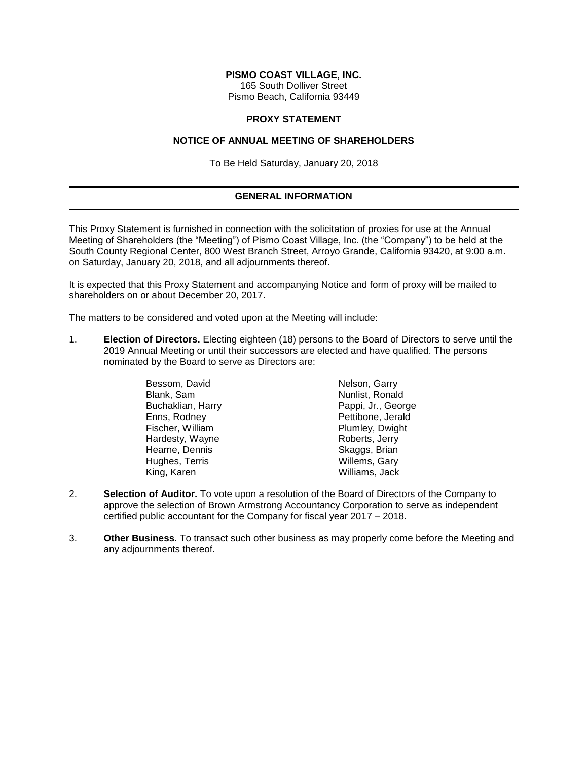**PISMO COAST VILLAGE, INC.**
165 South Dolliver Street
Pismo Beach, California 93449

**PROXY STATEMENT**

**NOTICE OF ANNUAL MEETING OF SHAREHOLDERS**

To Be Held Saturday, January 20, 2018

## GENERAL INFORMATION

This Proxy Statement is furnished in connection with the solicitation of proxies for use at the Annual Meeting of Shareholders (the "Meeting") of Pismo Coast Village, Inc. (the "Company") to be held at the South County Regional Center, 800 West Branch Street, Arroyo Grande, California 93420, at 9:00 a.m. on Saturday, January 20, 2018, and all adjournments thereof.

It is expected that this Proxy Statement and accompanying Notice and form of proxy will be mailed to shareholders on or about December 20, 2017.

The matters to be considered and voted upon at the Meeting will include:

1. **Election of Directors.** Electing eighteen (18) persons to the Board of Directors to serve until the 2019 Annual Meeting or until their successors are elected and have qualified. The persons nominated by the Board to serve as Directors are:

   Bessom, David
   Blank, Sam
   Buchaklian, Harry
   Enns, Rodney
   Fischer, William
   Hardesty, Wayne
   Hearne, Dennis
   Hughes, Terris
   King, Karen
   Nelson, Garry
   Nunlist, Ronald
   Pappi, Jr., George
   Pettibone, Jerald
   Plumley, Dwight
   Roberts, Jerry
   Skaggs, Brian
   Willems, Gary
   Williams, Jack

2. **Selection of Auditor.** To vote upon a resolution of the Board of Directors of the Company to approve the selection of Brown Armstrong Accountancy Corporation to serve as independent certified public accountant for the Company for fiscal year 2017 – 2018.

3. **Other Business**. To transact such other business as may properly come before the Meeting and any adjournments thereof.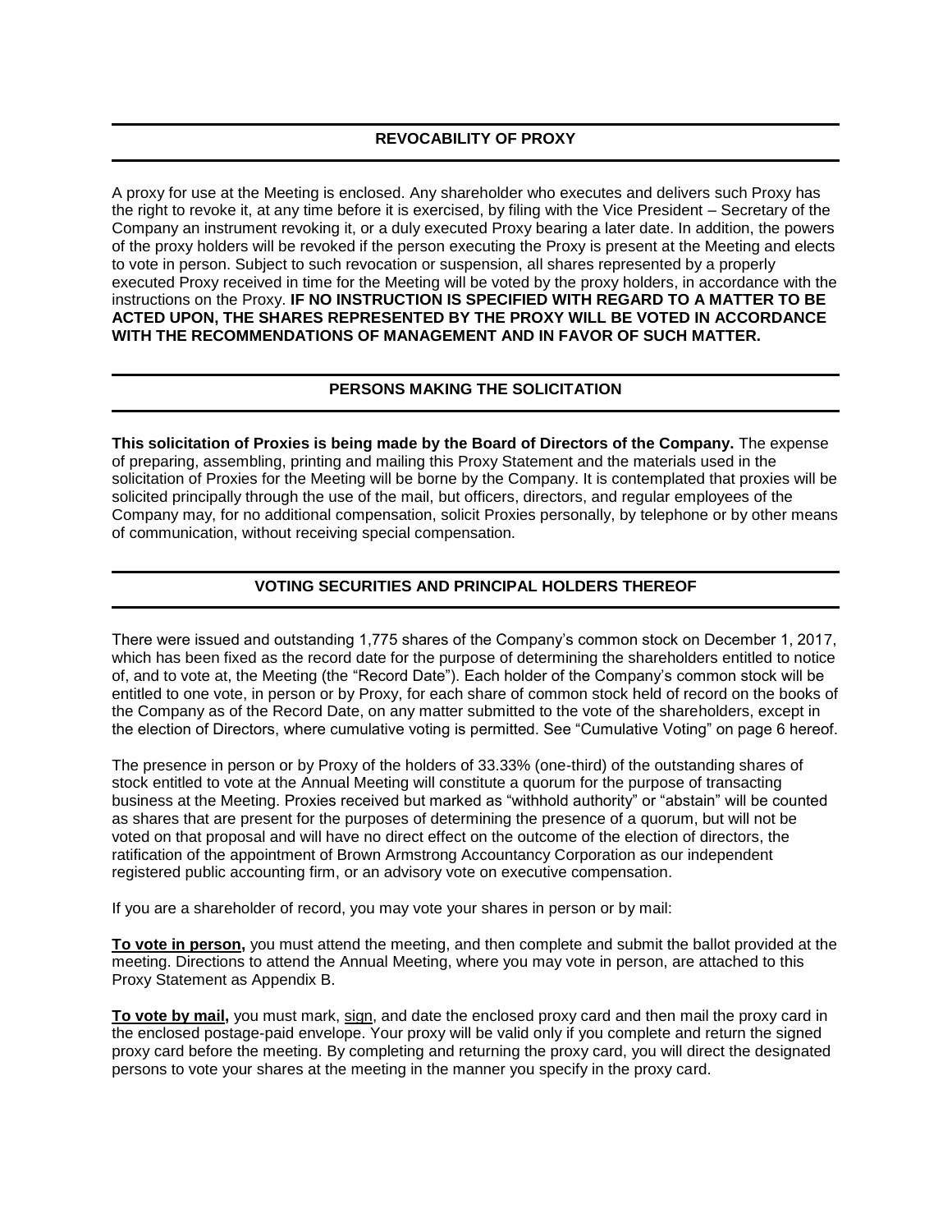## REVOCABILITY OF PROXY

A proxy for use at the Meeting is enclosed. Any shareholder who executes and delivers such Proxy has the right to revoke it, at any time before it is exercised, by filing with the Vice President – Secretary of the Company an instrument revoking it, or a duly executed Proxy bearing a later date. In addition, the powers of the proxy holders will be revoked if the person executing the Proxy is present at the Meeting and elects to vote in person. Subject to such revocation or suspension, all shares represented by a properly executed Proxy received in time for the Meeting will be voted by the proxy holders, in accordance with the instructions on the Proxy. **IF NO INSTRUCTION IS SPECIFIED WITH REGARD TO A MATTER TO BE ACTED UPON, THE SHARES REPRESENTED BY THE PROXY WILL BE VOTED IN ACCORDANCE WITH THE RECOMMENDATIONS OF MANAGEMENT AND IN FAVOR OF SUCH MATTER.**

## PERSONS MAKING THE SOLICITATION

**This solicitation of Proxies is being made by the Board of Directors of the Company.** The expense of preparing, assembling, printing and mailing this Proxy Statement and the materials used in the solicitation of Proxies for the Meeting will be borne by the Company. It is contemplated that proxies will be solicited principally through the use of the mail, but officers, directors, and regular employees of the Company may, for no additional compensation, solicit Proxies personally, by telephone or by other means of communication, without receiving special compensation.

## VOTING SECURITIES AND PRINCIPAL HOLDERS THEREOF

There were issued and outstanding 1,775 shares of the Company's common stock on December 1, 2017, which has been fixed as the record date for the purpose of determining the shareholders entitled to notice of, and to vote at, the Meeting (the "Record Date"). Each holder of the Company's common stock will be entitled to one vote, in person or by Proxy, for each share of common stock held of record on the books of the Company as of the Record Date, on any matter submitted to the vote of the shareholders, except in the election of Directors, where cumulative voting is permitted. See "Cumulative Voting" on page 6 hereof.

The presence in person or by Proxy of the holders of 33.33% (one-third) of the outstanding shares of stock entitled to vote at the Annual Meeting will constitute a quorum for the purpose of transacting business at the Meeting. Proxies received but marked as "withhold authority" or "abstain" will be counted as shares that are present for the purposes of determining the presence of a quorum, but will not be voted on that proposal and will have no direct effect on the outcome of the election of directors, the ratification of the appointment of Brown Armstrong Accountancy Corporation as our independent registered public accounting firm, or an advisory vote on executive compensation.

If you are a shareholder of record, you may vote your shares in person or by mail:

**To vote in person,** you must attend the meeting, and then complete and submit the ballot provided at the meeting. Directions to attend the Annual Meeting, where you may vote in person, are attached to this Proxy Statement as Appendix B.

**To vote by mail,** you must mark, sign, and date the enclosed proxy card and then mail the proxy card in the enclosed postage-paid envelope. Your proxy will be valid only if you complete and return the signed proxy card before the meeting. By completing and returning the proxy card, you will direct the designated persons to vote your shares at the meeting in the manner you specify in the proxy card.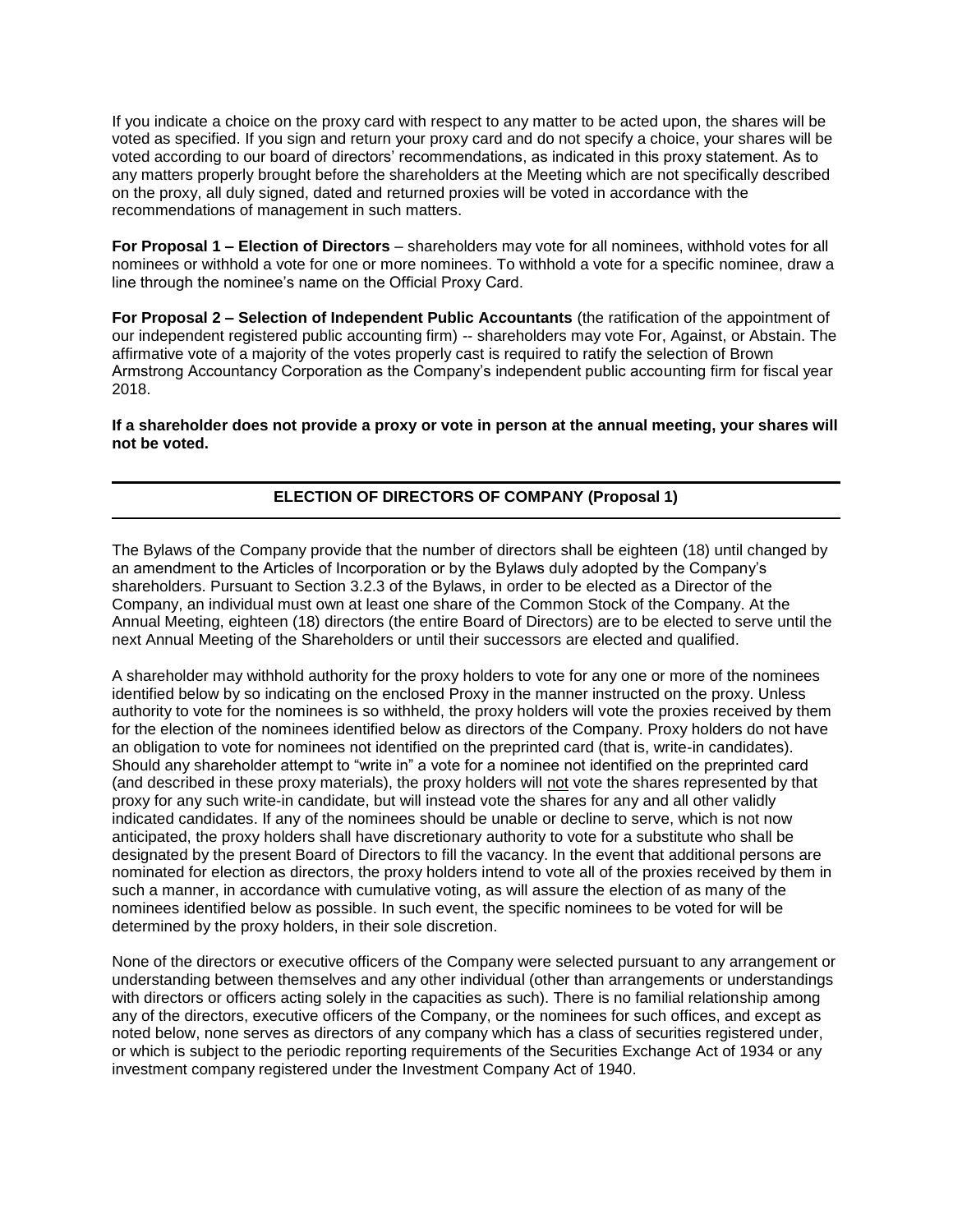If you indicate a choice on the proxy card with respect to any matter to be acted upon, the shares will be voted as specified. If you sign and return your proxy card and do not specify a choice, your shares will be voted according to our board of directors' recommendations, as indicated in this proxy statement. As to any matters properly brought before the shareholders at the Meeting which are not specifically described on the proxy, all duly signed, dated and returned proxies will be voted in accordance with the recommendations of management in such matters.

**For Proposal 1 – Election of Directors** – shareholders may vote for all nominees, withhold votes for all nominees or withhold a vote for one or more nominees. To withhold a vote for a specific nominee, draw a line through the nominee's name on the Official Proxy Card.

**For Proposal 2 – Selection of Independent Public Accountants** (the ratification of the appointment of our independent registered public accounting firm) -- shareholders may vote For, Against, or Abstain. The affirmative vote of a majority of the votes properly cast is required to ratify the selection of Brown Armstrong Accountancy Corporation as the Company's independent public accounting firm for fiscal year 2018.

**If a shareholder does not provide a proxy or vote in person at the annual meeting, your shares will not be voted.**

## ELECTION OF DIRECTORS OF COMPANY (Proposal 1)

The Bylaws of the Company provide that the number of directors shall be eighteen (18) until changed by an amendment to the Articles of Incorporation or by the Bylaws duly adopted by the Company's shareholders. Pursuant to Section 3.2.3 of the Bylaws, in order to be elected as a Director of the Company, an individual must own at least one share of the Common Stock of the Company. At the Annual Meeting, eighteen (18) directors (the entire Board of Directors) are to be elected to serve until the next Annual Meeting of the Shareholders or until their successors are elected and qualified.

A shareholder may withhold authority for the proxy holders to vote for any one or more of the nominees identified below by so indicating on the enclosed Proxy in the manner instructed on the proxy. Unless authority to vote for the nominees is so withheld, the proxy holders will vote the proxies received by them for the election of the nominees identified below as directors of the Company. Proxy holders do not have an obligation to vote for nominees not identified on the preprinted card (that is, write-in candidates). Should any shareholder attempt to "write in" a vote for a nominee not identified on the preprinted card (and described in these proxy materials), the proxy holders will not vote the shares represented by that proxy for any such write-in candidate, but will instead vote the shares for any and all other validly indicated candidates. If any of the nominees should be unable or decline to serve, which is not now anticipated, the proxy holders shall have discretionary authority to vote for a substitute who shall be designated by the present Board of Directors to fill the vacancy. In the event that additional persons are nominated for election as directors, the proxy holders intend to vote all of the proxies received by them in such a manner, in accordance with cumulative voting, as will assure the election of as many of the nominees identified below as possible. In such event, the specific nominees to be voted for will be determined by the proxy holders, in their sole discretion.

None of the directors or executive officers of the Company were selected pursuant to any arrangement or understanding between themselves and any other individual (other than arrangements or understandings with directors or officers acting solely in the capacities as such). There is no familial relationship among any of the directors, executive officers of the Company, or the nominees for such offices, and except as noted below, none serves as directors of any company which has a class of securities registered under, or which is subject to the periodic reporting requirements of the Securities Exchange Act of 1934 or any investment company registered under the Investment Company Act of 1940.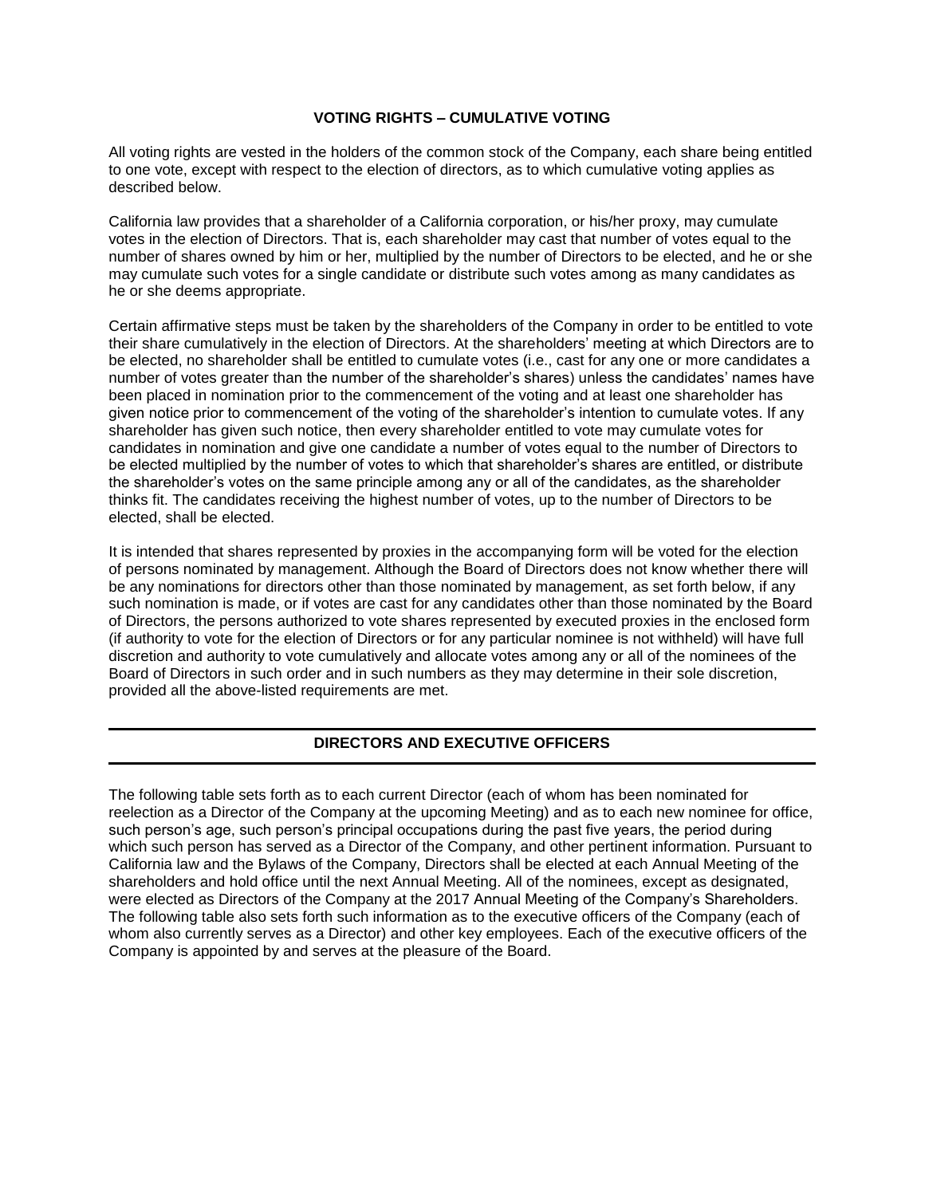## VOTING RIGHTS – CUMULATIVE VOTING

All voting rights are vested in the holders of the common stock of the Company, each share being entitled to one vote, except with respect to the election of directors, as to which cumulative voting applies as described below.

California law provides that a shareholder of a California corporation, or his/her proxy, may cumulate votes in the election of Directors. That is, each shareholder may cast that number of votes equal to the number of shares owned by him or her, multiplied by the number of Directors to be elected, and he or she may cumulate such votes for a single candidate or distribute such votes among as many candidates as he or she deems appropriate.

Certain affirmative steps must be taken by the shareholders of the Company in order to be entitled to vote their share cumulatively in the election of Directors. At the shareholders' meeting at which Directors are to be elected, no shareholder shall be entitled to cumulate votes (i.e., cast for any one or more candidates a number of votes greater than the number of the shareholder's shares) unless the candidates' names have been placed in nomination prior to the commencement of the voting and at least one shareholder has given notice prior to commencement of the voting of the shareholder's intention to cumulate votes. If any shareholder has given such notice, then every shareholder entitled to vote may cumulate votes for candidates in nomination and give one candidate a number of votes equal to the number of Directors to be elected multiplied by the number of votes to which that shareholder's shares are entitled, or distribute the shareholder's votes on the same principle among any or all of the candidates, as the shareholder thinks fit. The candidates receiving the highest number of votes, up to the number of Directors to be elected, shall be elected.

It is intended that shares represented by proxies in the accompanying form will be voted for the election of persons nominated by management. Although the Board of Directors does not know whether there will be any nominations for directors other than those nominated by management, as set forth below, if any such nomination is made, or if votes are cast for any candidates other than those nominated by the Board of Directors, the persons authorized to vote shares represented by executed proxies in the enclosed form (if authority to vote for the election of Directors or for any particular nominee is not withheld) will have full discretion and authority to vote cumulatively and allocate votes among any or all of the nominees of the Board of Directors in such order and in such numbers as they may determine in their sole discretion, provided all the above-listed requirements are met.

## DIRECTORS AND EXECUTIVE OFFICERS

The following table sets forth as to each current Director (each of whom has been nominated for reelection as a Director of the Company at the upcoming Meeting) and as to each new nominee for office, such person's age, such person's principal occupations during the past five years, the period during which such person has served as a Director of the Company, and other pertinent information. Pursuant to California law and the Bylaws of the Company, Directors shall be elected at each Annual Meeting of the shareholders and hold office until the next Annual Meeting. All of the nominees, except as designated, were elected as Directors of the Company at the 2017 Annual Meeting of the Company's Shareholders. The following table also sets forth such information as to the executive officers of the Company (each of whom also currently serves as a Director) and other key employees. Each of the executive officers of the Company is appointed by and serves at the pleasure of the Board.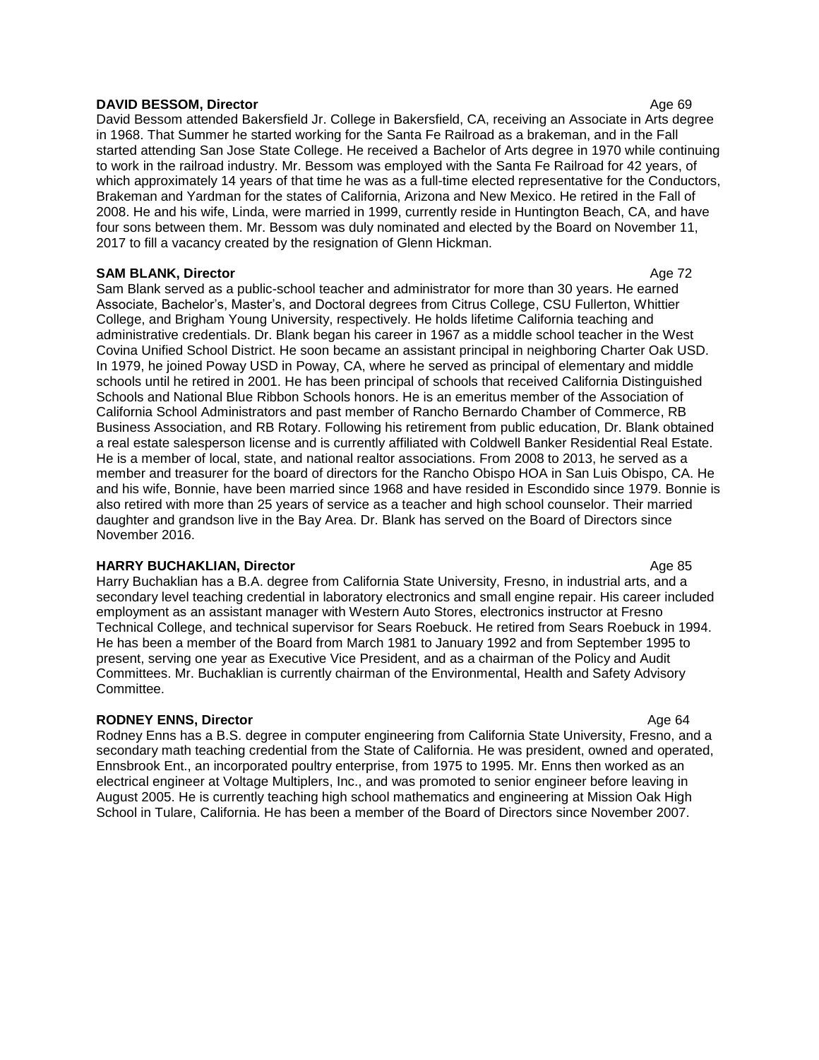**DAVID BESSOM, Director** Age 69

David Bessom attended Bakersfield Jr. College in Bakersfield, CA, receiving an Associate in Arts degree in 1968. That Summer he started working for the Santa Fe Railroad as a brakeman, and in the Fall started attending San Jose State College. He received a Bachelor of Arts degree in 1970 while continuing to work in the railroad industry. Mr. Bessom was employed with the Santa Fe Railroad for 42 years, of which approximately 14 years of that time he was as a full-time elected representative for the Conductors, Brakeman and Yardman for the states of California, Arizona and New Mexico. He retired in the Fall of 2008. He and his wife, Linda, were married in 1999, currently reside in Huntington Beach, CA, and have four sons between them. Mr. Bessom was duly nominated and elected by the Board on November 11, 2017 to fill a vacancy created by the resignation of Glenn Hickman.

**SAM BLANK, Director** Age 72

Sam Blank served as a public-school teacher and administrator for more than 30 years. He earned Associate, Bachelor's, Master's, and Doctoral degrees from Citrus College, CSU Fullerton, Whittier College, and Brigham Young University, respectively. He holds lifetime California teaching and administrative credentials. Dr. Blank began his career in 1967 as a middle school teacher in the West Covina Unified School District. He soon became an assistant principal in neighboring Charter Oak USD. In 1979, he joined Poway USD in Poway, CA, where he served as principal of elementary and middle schools until he retired in 2001. He has been principal of schools that received California Distinguished Schools and National Blue Ribbon Schools honors. He is an emeritus member of the Association of California School Administrators and past member of Rancho Bernardo Chamber of Commerce, RB Business Association, and RB Rotary. Following his retirement from public education, Dr. Blank obtained a real estate salesperson license and is currently affiliated with Coldwell Banker Residential Real Estate. He is a member of local, state, and national realtor associations. From 2008 to 2013, he served as a member and treasurer for the board of directors for the Rancho Obispo HOA in San Luis Obispo, CA. He and his wife, Bonnie, have been married since 1968 and have resided in Escondido since 1979. Bonnie is also retired with more than 25 years of service as a teacher and high school counselor. Their married daughter and grandson live in the Bay Area. Dr. Blank has served on the Board of Directors since November 2016.

**HARRY BUCHAKLIAN, Director** Age 85

Harry Buchaklian has a B.A. degree from California State University, Fresno, in industrial arts, and a secondary level teaching credential in laboratory electronics and small engine repair. His career included employment as an assistant manager with Western Auto Stores, electronics instructor at Fresno Technical College, and technical supervisor for Sears Roebuck. He retired from Sears Roebuck in 1994. He has been a member of the Board from March 1981 to January 1992 and from September 1995 to present, serving one year as Executive Vice President, and as a chairman of the Policy and Audit Committees. Mr. Buchaklian is currently chairman of the Environmental, Health and Safety Advisory Committee.

**RODNEY ENNS, Director** Age 64

Rodney Enns has a B.S. degree in computer engineering from California State University, Fresno, and a secondary math teaching credential from the State of California. He was president, owned and operated, Ennsbrook Ent., an incorporated poultry enterprise, from 1975 to 1995. Mr. Enns then worked as an electrical engineer at Voltage Multiplers, Inc., and was promoted to senior engineer before leaving in August 2005. He is currently teaching high school mathematics and engineering at Mission Oak High School in Tulare, California. He has been a member of the Board of Directors since November 2007.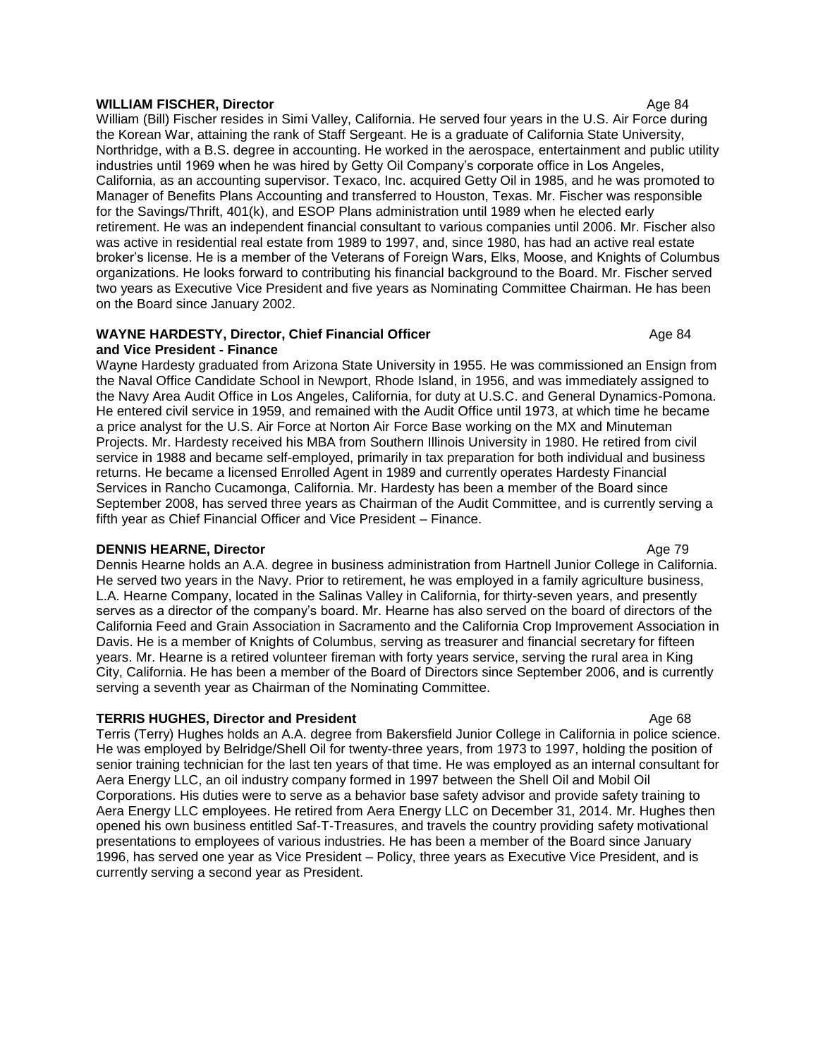**WILLIAM FISCHER, Director** Age 84

William (Bill) Fischer resides in Simi Valley, California. He served four years in the U.S. Air Force during the Korean War, attaining the rank of Staff Sergeant. He is a graduate of California State University, Northridge, with a B.S. degree in accounting. He worked in the aerospace, entertainment and public utility industries until 1969 when he was hired by Getty Oil Company's corporate office in Los Angeles, California, as an accounting supervisor. Texaco, Inc. acquired Getty Oil in 1985, and he was promoted to Manager of Benefits Plans Accounting and transferred to Houston, Texas. Mr. Fischer was responsible for the Savings/Thrift, 401(k), and ESOP Plans administration until 1989 when he elected early retirement. He was an independent financial consultant to various companies until 2006. Mr. Fischer also was active in residential real estate from 1989 to 1997, and, since 1980, has had an active real estate broker's license. He is a member of the Veterans of Foreign Wars, Elks, Moose, and Knights of Columbus organizations. He looks forward to contributing his financial background to the Board. Mr. Fischer served two years as Executive Vice President and five years as Nominating Committee Chairman. He has been on the Board since January 2002.

**WAYNE HARDESTY, Director, Chief Financial Officer and Vice President - Finance** Age 84

Wayne Hardesty graduated from Arizona State University in 1955. He was commissioned an Ensign from the Naval Office Candidate School in Newport, Rhode Island, in 1956, and was immediately assigned to the Navy Area Audit Office in Los Angeles, California, for duty at U.S.C. and General Dynamics-Pomona. He entered civil service in 1959, and remained with the Audit Office until 1973, at which time he became a price analyst for the U.S. Air Force at Norton Air Force Base working on the MX and Minuteman Projects. Mr. Hardesty received his MBA from Southern Illinois University in 1980. He retired from civil service in 1988 and became self-employed, primarily in tax preparation for both individual and business returns. He became a licensed Enrolled Agent in 1989 and currently operates Hardesty Financial Services in Rancho Cucamonga, California. Mr. Hardesty has been a member of the Board since September 2008, has served three years as Chairman of the Audit Committee, and is currently serving a fifth year as Chief Financial Officer and Vice President – Finance.

**DENNIS HEARNE, Director** Age 79

Dennis Hearne holds an A.A. degree in business administration from Hartnell Junior College in California. He served two years in the Navy. Prior to retirement, he was employed in a family agriculture business, L.A. Hearne Company, located in the Salinas Valley in California, for thirty-seven years, and presently serves as a director of the company's board. Mr. Hearne has also served on the board of directors of the California Feed and Grain Association in Sacramento and the California Crop Improvement Association in Davis. He is a member of Knights of Columbus, serving as treasurer and financial secretary for fifteen years. Mr. Hearne is a retired volunteer fireman with forty years service, serving the rural area in King City, California. He has been a member of the Board of Directors since September 2006, and is currently serving a seventh year as Chairman of the Nominating Committee.

**TERRIS HUGHES, Director and President** Age 68

Terris (Terry) Hughes holds an A.A. degree from Bakersfield Junior College in California in police science. He was employed by Belridge/Shell Oil for twenty-three years, from 1973 to 1997, holding the position of senior training technician for the last ten years of that time. He was employed as an internal consultant for Aera Energy LLC, an oil industry company formed in 1997 between the Shell Oil and Mobil Oil Corporations. His duties were to serve as a behavior base safety advisor and provide safety training to Aera Energy LLC employees. He retired from Aera Energy LLC on December 31, 2014. Mr. Hughes then opened his own business entitled Saf-T-Treasures, and travels the country providing safety motivational presentations to employees of various industries. He has been a member of the Board since January 1996, has served one year as Vice President – Policy, three years as Executive Vice President, and is currently serving a second year as President.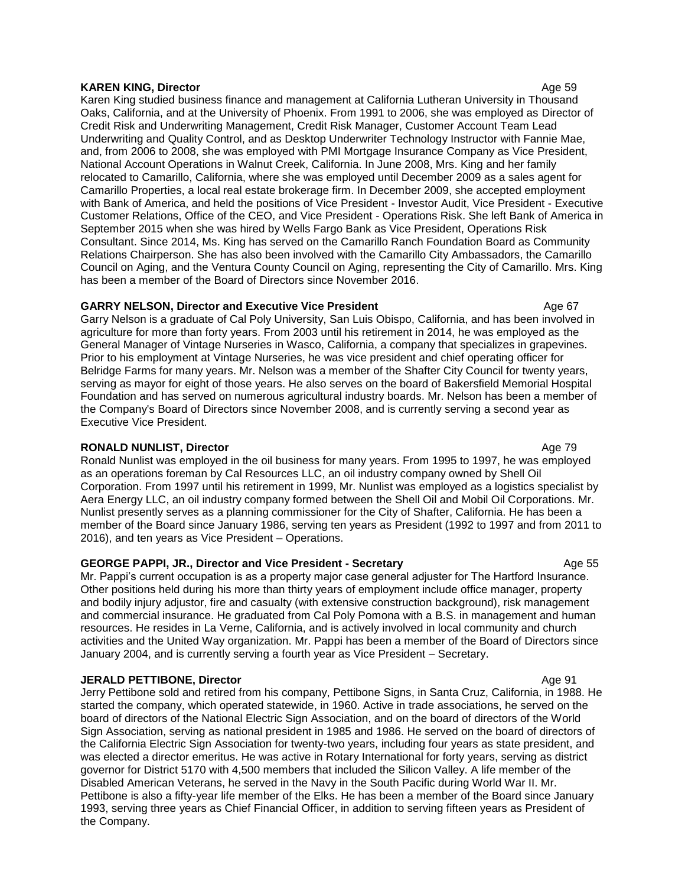**KAREN KING, Director** Age 59

Karen King studied business finance and management at California Lutheran University in Thousand Oaks, California, and at the University of Phoenix. From 1991 to 2006, she was employed as Director of Credit Risk and Underwriting Management, Credit Risk Manager, Customer Account Team Lead Underwriting and Quality Control, and as Desktop Underwriter Technology Instructor with Fannie Mae, and, from 2006 to 2008, she was employed with PMI Mortgage Insurance Company as Vice President, National Account Operations in Walnut Creek, California. In June 2008, Mrs. King and her family relocated to Camarillo, California, where she was employed until December 2009 as a sales agent for Camarillo Properties, a local real estate brokerage firm. In December 2009, she accepted employment with Bank of America, and held the positions of Vice President - Investor Audit, Vice President - Executive Customer Relations, Office of the CEO, and Vice President - Operations Risk. She left Bank of America in September 2015 when she was hired by Wells Fargo Bank as Vice President, Operations Risk Consultant. Since 2014, Ms. King has served on the Camarillo Ranch Foundation Board as Community Relations Chairperson. She has also been involved with the Camarillo City Ambassadors, the Camarillo Council on Aging, and the Ventura County Council on Aging, representing the City of Camarillo. Mrs. King has been a member of the Board of Directors since November 2016.

**GARRY NELSON, Director and Executive Vice President** Age 67

Garry Nelson is a graduate of Cal Poly University, San Luis Obispo, California, and has been involved in agriculture for more than forty years. From 2003 until his retirement in 2014, he was employed as the General Manager of Vintage Nurseries in Wasco, California, a company that specializes in grapevines. Prior to his employment at Vintage Nurseries, he was vice president and chief operating officer for Belridge Farms for many years. Mr. Nelson was a member of the Shafter City Council for twenty years, serving as mayor for eight of those years. He also serves on the board of Bakersfield Memorial Hospital Foundation and has served on numerous agricultural industry boards. Mr. Nelson has been a member of the Company's Board of Directors since November 2008, and is currently serving a second year as Executive Vice President.

**RONALD NUNLIST, Director** Age 79

Ronald Nunlist was employed in the oil business for many years. From 1995 to 1997, he was employed as an operations foreman by Cal Resources LLC, an oil industry company owned by Shell Oil Corporation. From 1997 until his retirement in 1999, Mr. Nunlist was employed as a logistics specialist by Aera Energy LLC, an oil industry company formed between the Shell Oil and Mobil Oil Corporations. Mr. Nunlist presently serves as a planning commissioner for the City of Shafter, California. He has been a member of the Board since January 1986, serving ten years as President (1992 to 1997 and from 2011 to 2016), and ten years as Vice President – Operations.

**GEORGE PAPPI, JR., Director and Vice President - Secretary** Age 55

Mr. Pappi's current occupation is as a property major case general adjuster for The Hartford Insurance. Other positions held during his more than thirty years of employment include office manager, property and bodily injury adjustor, fire and casualty (with extensive construction background), risk management and commercial insurance. He graduated from Cal Poly Pomona with a B.S. in management and human resources. He resides in La Verne, California, and is actively involved in local community and church activities and the United Way organization. Mr. Pappi has been a member of the Board of Directors since January 2004, and is currently serving a fourth year as Vice President – Secretary.

**JERALD PETTIBONE, Director** Age 91

Jerry Pettibone sold and retired from his company, Pettibone Signs, in Santa Cruz, California, in 1988. He started the company, which operated statewide, in 1960. Active in trade associations, he served on the board of directors of the National Electric Sign Association, and on the board of directors of the World Sign Association, serving as national president in 1985 and 1986. He served on the board of directors of the California Electric Sign Association for twenty-two years, including four years as state president, and was elected a director emeritus. He was active in Rotary International for forty years, serving as district governor for District 5170 with 4,500 members that included the Silicon Valley. A life member of the Disabled American Veterans, he served in the Navy in the South Pacific during World War II. Mr. Pettibone is also a fifty-year life member of the Elks. He has been a member of the Board since January 1993, serving three years as Chief Financial Officer, in addition to serving fifteen years as President of the Company.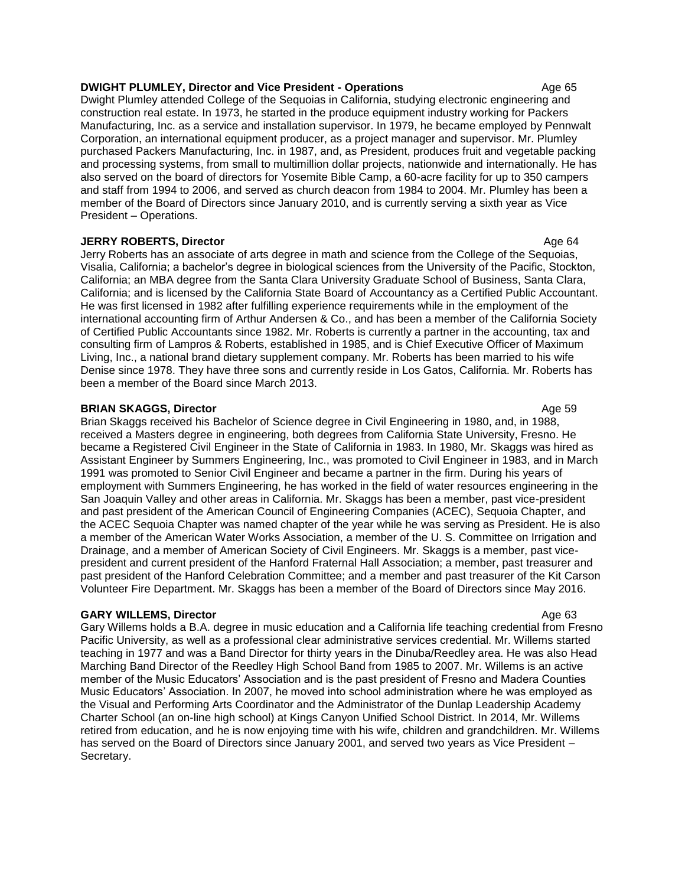**DWIGHT PLUMLEY, Director and Vice President - Operations** Age 65

Dwight Plumley attended College of the Sequoias in California, studying electronic engineering and construction real estate. In 1973, he started in the produce equipment industry working for Packers Manufacturing, Inc. as a service and installation supervisor. In 1979, he became employed by Pennwalt Corporation, an international equipment producer, as a project manager and supervisor. Mr. Plumley purchased Packers Manufacturing, Inc. in 1987, and, as President, produces fruit and vegetable packing and processing systems, from small to multimillion dollar projects, nationwide and internationally. He has also served on the board of directors for Yosemite Bible Camp, a 60-acre facility for up to 350 campers and staff from 1994 to 2006, and served as church deacon from 1984 to 2004. Mr. Plumley has been a member of the Board of Directors since January 2010, and is currently serving a sixth year as Vice President – Operations.

**JERRY ROBERTS, Director** Age 64

Jerry Roberts has an associate of arts degree in math and science from the College of the Sequoias, Visalia, California; a bachelor's degree in biological sciences from the University of the Pacific, Stockton, California; an MBA degree from the Santa Clara University Graduate School of Business, Santa Clara, California; and is licensed by the California State Board of Accountancy as a Certified Public Accountant. He was first licensed in 1982 after fulfilling experience requirements while in the employment of the international accounting firm of Arthur Andersen & Co., and has been a member of the California Society of Certified Public Accountants since 1982. Mr. Roberts is currently a partner in the accounting, tax and consulting firm of Lampros & Roberts, established in 1985, and is Chief Executive Officer of Maximum Living, Inc., a national brand dietary supplement company. Mr. Roberts has been married to his wife Denise since 1978. They have three sons and currently reside in Los Gatos, California. Mr. Roberts has been a member of the Board since March 2013.

**BRIAN SKAGGS, Director** Age 59

Brian Skaggs received his Bachelor of Science degree in Civil Engineering in 1980, and, in 1988, received a Masters degree in engineering, both degrees from California State University, Fresno. He became a Registered Civil Engineer in the State of California in 1983. In 1980, Mr. Skaggs was hired as Assistant Engineer by Summers Engineering, Inc., was promoted to Civil Engineer in 1983, and in March 1991 was promoted to Senior Civil Engineer and became a partner in the firm. During his years of employment with Summers Engineering, he has worked in the field of water resources engineering in the San Joaquin Valley and other areas in California. Mr. Skaggs has been a member, past vice-president and past president of the American Council of Engineering Companies (ACEC), Sequoia Chapter, and the ACEC Sequoia Chapter was named chapter of the year while he was serving as President. He is also a member of the American Water Works Association, a member of the U. S. Committee on Irrigation and Drainage, and a member of American Society of Civil Engineers. Mr. Skaggs is a member, past vice-president and current president of the Hanford Fraternal Hall Association; a member, past treasurer and past president of the Hanford Celebration Committee; and a member and past treasurer of the Kit Carson Volunteer Fire Department. Mr. Skaggs has been a member of the Board of Directors since May 2016.

**GARY WILLEMS, Director** Age 63

Gary Willems holds a B.A. degree in music education and a California life teaching credential from Fresno Pacific University, as well as a professional clear administrative services credential. Mr. Willems started teaching in 1977 and was a Band Director for thirty years in the Dinuba/Reedley area. He was also Head Marching Band Director of the Reedley High School Band from 1985 to 2007. Mr. Willems is an active member of the Music Educators' Association and is the past president of Fresno and Madera Counties Music Educators' Association. In 2007, he moved into school administration where he was employed as the Visual and Performing Arts Coordinator and the Administrator of the Dunlap Leadership Academy Charter School (an on-line high school) at Kings Canyon Unified School District. In 2014, Mr. Willems retired from education, and he is now enjoying time with his wife, children and grandchildren. Mr. Willems has served on the Board of Directors since January 2001, and served two years as Vice President – Secretary.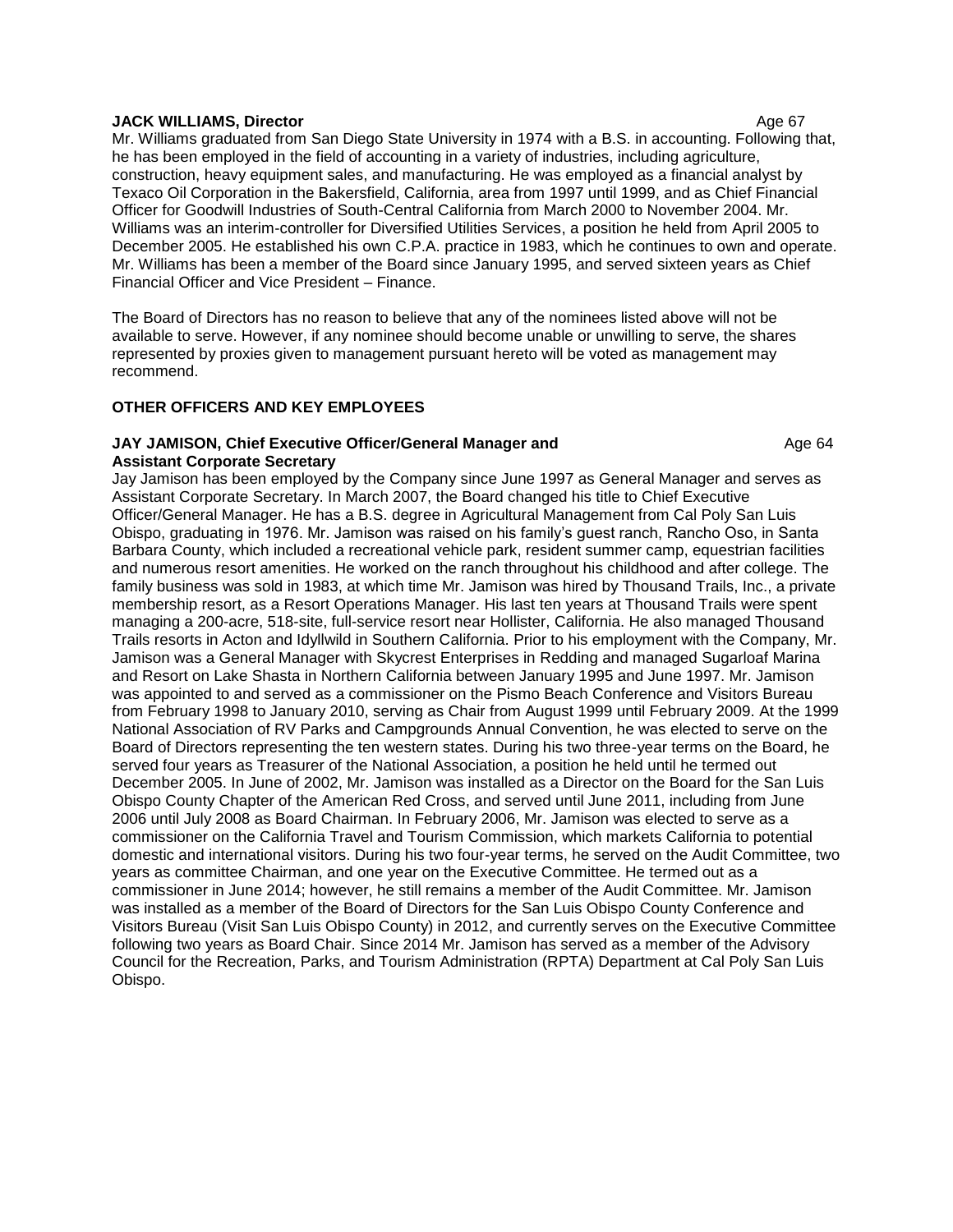**JACK WILLIAMS, Director** Age 67

Mr. Williams graduated from San Diego State University in 1974 with a B.S. in accounting. Following that, he has been employed in the field of accounting in a variety of industries, including agriculture, construction, heavy equipment sales, and manufacturing. He was employed as a financial analyst by Texaco Oil Corporation in the Bakersfield, California, area from 1997 until 1999, and as Chief Financial Officer for Goodwill Industries of South-Central California from March 2000 to November 2004. Mr. Williams was an interim-controller for Diversified Utilities Services, a position he held from April 2005 to December 2005. He established his own C.P.A. practice in 1983, which he continues to own and operate. Mr. Williams has been a member of the Board since January 1995, and served sixteen years as Chief Financial Officer and Vice President – Finance.

The Board of Directors has no reason to believe that any of the nominees listed above will not be available to serve. However, if any nominee should become unable or unwilling to serve, the shares represented by proxies given to management pursuant hereto will be voted as management may recommend.

## OTHER OFFICERS AND KEY EMPLOYEES

**JAY JAMISON, Chief Executive Officer/General Manager and Assistant Corporate Secretary** Age 64

Jay Jamison has been employed by the Company since June 1997 as General Manager and serves as Assistant Corporate Secretary. In March 2007, the Board changed his title to Chief Executive Officer/General Manager. He has a B.S. degree in Agricultural Management from Cal Poly San Luis Obispo, graduating in 1976. Mr. Jamison was raised on his family's guest ranch, Rancho Oso, in Santa Barbara County, which included a recreational vehicle park, resident summer camp, equestrian facilities and numerous resort amenities. He worked on the ranch throughout his childhood and after college. The family business was sold in 1983, at which time Mr. Jamison was hired by Thousand Trails, Inc., a private membership resort, as a Resort Operations Manager. His last ten years at Thousand Trails were spent managing a 200-acre, 518-site, full-service resort near Hollister, California. He also managed Thousand Trails resorts in Acton and Idyllwild in Southern California. Prior to his employment with the Company, Mr. Jamison was a General Manager with Skycrest Enterprises in Redding and managed Sugarloaf Marina and Resort on Lake Shasta in Northern California between January 1995 and June 1997. Mr. Jamison was appointed to and served as a commissioner on the Pismo Beach Conference and Visitors Bureau from February 1998 to January 2010, serving as Chair from August 1999 until February 2009. At the 1999 National Association of RV Parks and Campgrounds Annual Convention, he was elected to serve on the Board of Directors representing the ten western states. During his two three-year terms on the Board, he served four years as Treasurer of the National Association, a position he held until he termed out December 2005. In June of 2002, Mr. Jamison was installed as a Director on the Board for the San Luis Obispo County Chapter of the American Red Cross, and served until June 2011, including from June 2006 until July 2008 as Board Chairman. In February 2006, Mr. Jamison was elected to serve as a commissioner on the California Travel and Tourism Commission, which markets California to potential domestic and international visitors. During his two four-year terms, he served on the Audit Committee, two years as committee Chairman, and one year on the Executive Committee. He termed out as a commissioner in June 2014; however, he still remains a member of the Audit Committee. Mr. Jamison was installed as a member of the Board of Directors for the San Luis Obispo County Conference and Visitors Bureau (Visit San Luis Obispo County) in 2012, and currently serves on the Executive Committee following two years as Board Chair. Since 2014 Mr. Jamison has served as a member of the Advisory Council for the Recreation, Parks, and Tourism Administration (RPTA) Department at Cal Poly San Luis Obispo.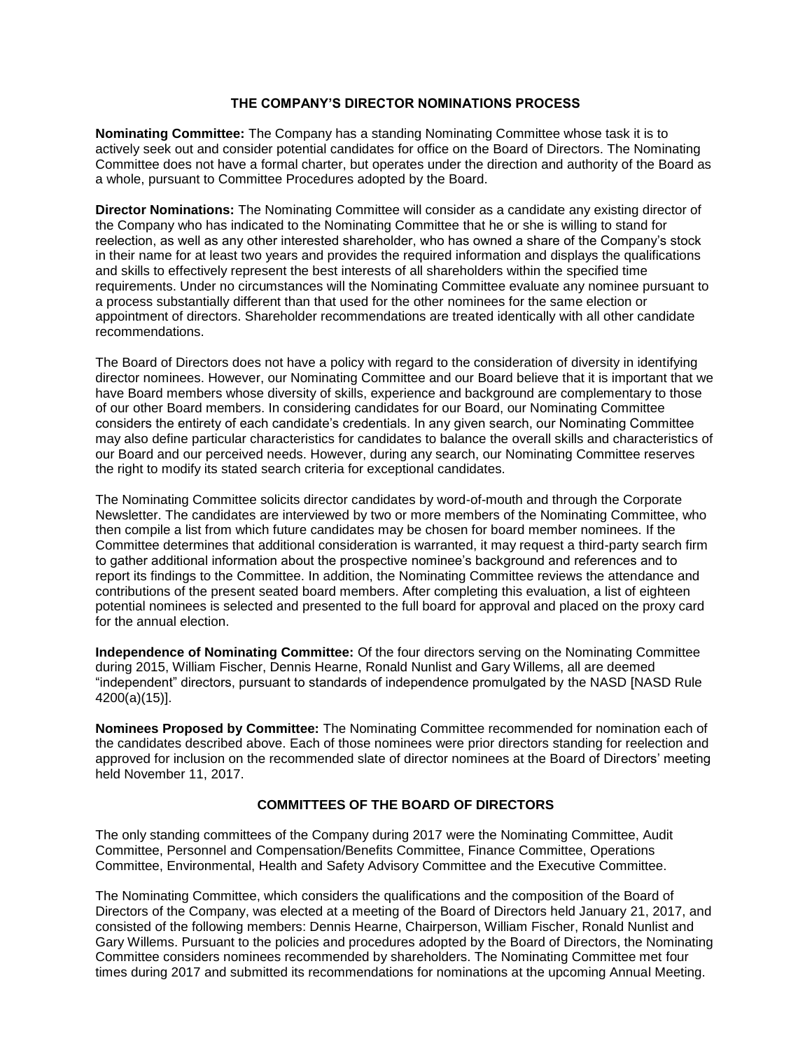## THE COMPANY'S DIRECTOR NOMINATIONS PROCESS

**Nominating Committee:** The Company has a standing Nominating Committee whose task it is to actively seek out and consider potential candidates for office on the Board of Directors. The Nominating Committee does not have a formal charter, but operates under the direction and authority of the Board as a whole, pursuant to Committee Procedures adopted by the Board.

**Director Nominations:** The Nominating Committee will consider as a candidate any existing director of the Company who has indicated to the Nominating Committee that he or she is willing to stand for reelection, as well as any other interested shareholder, who has owned a share of the Company's stock in their name for at least two years and provides the required information and displays the qualifications and skills to effectively represent the best interests of all shareholders within the specified time requirements. Under no circumstances will the Nominating Committee evaluate any nominee pursuant to a process substantially different than that used for the other nominees for the same election or appointment of directors. Shareholder recommendations are treated identically with all other candidate recommendations.

The Board of Directors does not have a policy with regard to the consideration of diversity in identifying director nominees. However, our Nominating Committee and our Board believe that it is important that we have Board members whose diversity of skills, experience and background are complementary to those of our other Board members. In considering candidates for our Board, our Nominating Committee considers the entirety of each candidate's credentials. In any given search, our Nominating Committee may also define particular characteristics for candidates to balance the overall skills and characteristics of our Board and our perceived needs. However, during any search, our Nominating Committee reserves the right to modify its stated search criteria for exceptional candidates.

The Nominating Committee solicits director candidates by word-of-mouth and through the Corporate Newsletter. The candidates are interviewed by two or more members of the Nominating Committee, who then compile a list from which future candidates may be chosen for board member nominees. If the Committee determines that additional consideration is warranted, it may request a third-party search firm to gather additional information about the prospective nominee's background and references and to report its findings to the Committee. In addition, the Nominating Committee reviews the attendance and contributions of the present seated board members. After completing this evaluation, a list of eighteen potential nominees is selected and presented to the full board for approval and placed on the proxy card for the annual election.

**Independence of Nominating Committee:** Of the four directors serving on the Nominating Committee during 2015, William Fischer, Dennis Hearne, Ronald Nunlist and Gary Willems, all are deemed "independent" directors, pursuant to standards of independence promulgated by the NASD [NASD Rule 4200(a)(15)].

**Nominees Proposed by Committee:** The Nominating Committee recommended for nomination each of the candidates described above. Each of those nominees were prior directors standing for reelection and approved for inclusion on the recommended slate of director nominees at the Board of Directors' meeting held November 11, 2017.

## COMMITTEES OF THE BOARD OF DIRECTORS

The only standing committees of the Company during 2017 were the Nominating Committee, Audit Committee, Personnel and Compensation/Benefits Committee, Finance Committee, Operations Committee, Environmental, Health and Safety Advisory Committee and the Executive Committee.

The Nominating Committee, which considers the qualifications and the composition of the Board of Directors of the Company, was elected at a meeting of the Board of Directors held January 21, 2017, and consisted of the following members: Dennis Hearne, Chairperson, William Fischer, Ronald Nunlist and Gary Willems. Pursuant to the policies and procedures adopted by the Board of Directors, the Nominating Committee considers nominees recommended by shareholders. The Nominating Committee met four times during 2017 and submitted its recommendations for nominations at the upcoming Annual Meeting.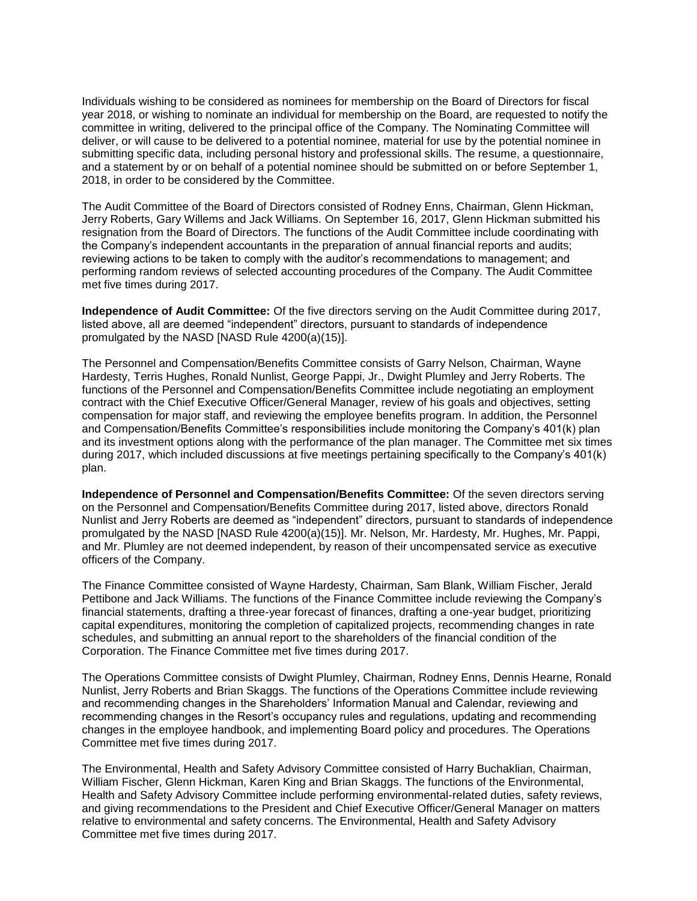Individuals wishing to be considered as nominees for membership on the Board of Directors for fiscal year 2018, or wishing to nominate an individual for membership on the Board, are requested to notify the committee in writing, delivered to the principal office of the Company. The Nominating Committee will deliver, or will cause to be delivered to a potential nominee, material for use by the potential nominee in submitting specific data, including personal history and professional skills. The resume, a questionnaire, and a statement by or on behalf of a potential nominee should be submitted on or before September 1, 2018, in order to be considered by the Committee.

The Audit Committee of the Board of Directors consisted of Rodney Enns, Chairman, Glenn Hickman, Jerry Roberts, Gary Willems and Jack Williams. On September 16, 2017, Glenn Hickman submitted his resignation from the Board of Directors. The functions of the Audit Committee include coordinating with the Company's independent accountants in the preparation of annual financial reports and audits; reviewing actions to be taken to comply with the auditor's recommendations to management; and performing random reviews of selected accounting procedures of the Company. The Audit Committee met five times during 2017.

**Independence of Audit Committee:** Of the five directors serving on the Audit Committee during 2017, listed above, all are deemed "independent" directors, pursuant to standards of independence promulgated by the NASD [NASD Rule 4200(a)(15)].

The Personnel and Compensation/Benefits Committee consists of Garry Nelson, Chairman, Wayne Hardesty, Terris Hughes, Ronald Nunlist, George Pappi, Jr., Dwight Plumley and Jerry Roberts. The functions of the Personnel and Compensation/Benefits Committee include negotiating an employment contract with the Chief Executive Officer/General Manager, review of his goals and objectives, setting compensation for major staff, and reviewing the employee benefits program. In addition, the Personnel and Compensation/Benefits Committee's responsibilities include monitoring the Company's 401(k) plan and its investment options along with the performance of the plan manager. The Committee met six times during 2017, which included discussions at five meetings pertaining specifically to the Company's 401(k) plan.

**Independence of Personnel and Compensation/Benefits Committee:** Of the seven directors serving on the Personnel and Compensation/Benefits Committee during 2017, listed above, directors Ronald Nunlist and Jerry Roberts are deemed as "independent" directors, pursuant to standards of independence promulgated by the NASD [NASD Rule 4200(a)(15)]. Mr. Nelson, Mr. Hardesty, Mr. Hughes, Mr. Pappi, and Mr. Plumley are not deemed independent, by reason of their uncompensated service as executive officers of the Company.

The Finance Committee consisted of Wayne Hardesty, Chairman, Sam Blank, William Fischer, Jerald Pettibone and Jack Williams. The functions of the Finance Committee include reviewing the Company's financial statements, drafting a three-year forecast of finances, drafting a one-year budget, prioritizing capital expenditures, monitoring the completion of capitalized projects, recommending changes in rate schedules, and submitting an annual report to the shareholders of the financial condition of the Corporation. The Finance Committee met five times during 2017.

The Operations Committee consists of Dwight Plumley, Chairman, Rodney Enns, Dennis Hearne, Ronald Nunlist, Jerry Roberts and Brian Skaggs. The functions of the Operations Committee include reviewing and recommending changes in the Shareholders' Information Manual and Calendar, reviewing and recommending changes in the Resort's occupancy rules and regulations, updating and recommending changes in the employee handbook, and implementing Board policy and procedures. The Operations Committee met five times during 2017.

The Environmental, Health and Safety Advisory Committee consisted of Harry Buchaklian, Chairman, William Fischer, Glenn Hickman, Karen King and Brian Skaggs. The functions of the Environmental, Health and Safety Advisory Committee include performing environmental-related duties, safety reviews, and giving recommendations to the President and Chief Executive Officer/General Manager on matters relative to environmental and safety concerns. The Environmental, Health and Safety Advisory Committee met five times during 2017.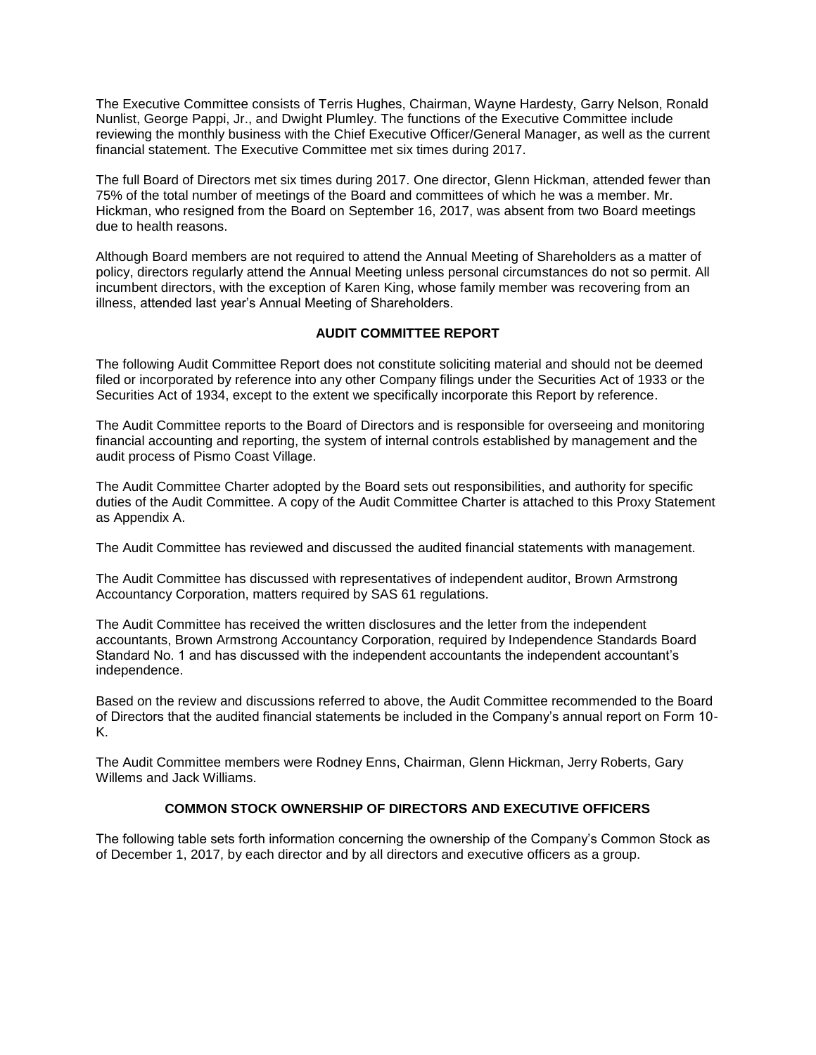The Executive Committee consists of Terris Hughes, Chairman, Wayne Hardesty, Garry Nelson, Ronald Nunlist, George Pappi, Jr., and Dwight Plumley. The functions of the Executive Committee include reviewing the monthly business with the Chief Executive Officer/General Manager, as well as the current financial statement. The Executive Committee met six times during 2017.

The full Board of Directors met six times during 2017. One director, Glenn Hickman, attended fewer than 75% of the total number of meetings of the Board and committees of which he was a member. Mr. Hickman, who resigned from the Board on September 16, 2017, was absent from two Board meetings due to health reasons.

Although Board members are not required to attend the Annual Meeting of Shareholders as a matter of policy, directors regularly attend the Annual Meeting unless personal circumstances do not so permit. All incumbent directors, with the exception of Karen King, whose family member was recovering from an illness, attended last year's Annual Meeting of Shareholders.

## AUDIT COMMITTEE REPORT

The following Audit Committee Report does not constitute soliciting material and should not be deemed filed or incorporated by reference into any other Company filings under the Securities Act of 1933 or the Securities Act of 1934, except to the extent we specifically incorporate this Report by reference.

The Audit Committee reports to the Board of Directors and is responsible for overseeing and monitoring financial accounting and reporting, the system of internal controls established by management and the audit process of Pismo Coast Village.

The Audit Committee Charter adopted by the Board sets out responsibilities, and authority for specific duties of the Audit Committee. A copy of the Audit Committee Charter is attached to this Proxy Statement as Appendix A.

The Audit Committee has reviewed and discussed the audited financial statements with management.

The Audit Committee has discussed with representatives of independent auditor, Brown Armstrong Accountancy Corporation, matters required by SAS 61 regulations.

The Audit Committee has received the written disclosures and the letter from the independent accountants, Brown Armstrong Accountancy Corporation, required by Independence Standards Board Standard No. 1 and has discussed with the independent accountants the independent accountant's independence.

Based on the review and discussions referred to above, the Audit Committee recommended to the Board of Directors that the audited financial statements be included in the Company's annual report on Form 10-K.

The Audit Committee members were Rodney Enns, Chairman, Glenn Hickman, Jerry Roberts, Gary Willems and Jack Williams.

## COMMON STOCK OWNERSHIP OF DIRECTORS AND EXECUTIVE OFFICERS

The following table sets forth information concerning the ownership of the Company's Common Stock as of December 1, 2017, by each director and by all directors and executive officers as a group.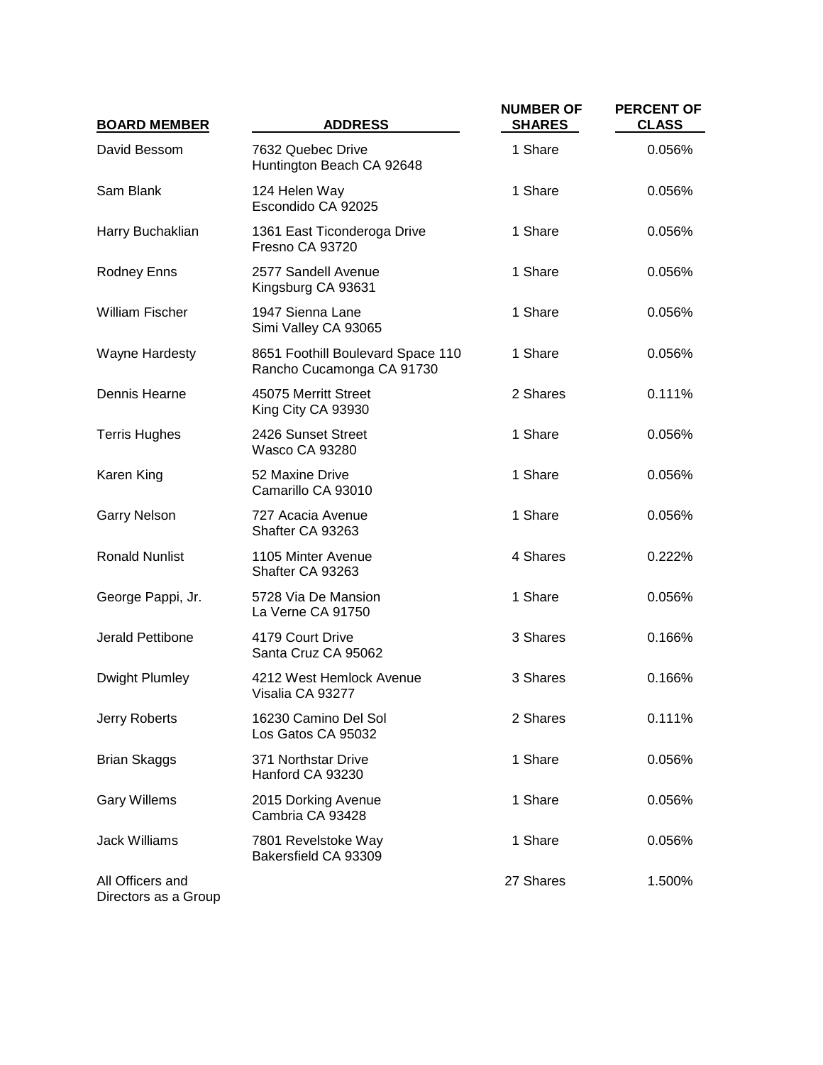| BOARD MEMBER | ADDRESS | NUMBER OF SHARES | PERCENT OF CLASS |
|---|---|---|---|
| David Bessom | 7632 Quebec Drive<br>Huntington Beach CA 92648 | 1 Share | 0.056% |
| Sam Blank | 124 Helen Way<br>Escondido CA 92025 | 1 Share | 0.056% |
| Harry Buchaklian | 1361 East Ticonderoga Drive<br>Fresno CA 93720 | 1 Share | 0.056% |
| Rodney Enns | 2577 Sandell Avenue<br>Kingsburg CA 93631 | 1 Share | 0.056% |
| William Fischer | 1947 Sienna Lane<br>Simi Valley CA 93065 | 1 Share | 0.056% |
| Wayne Hardesty | 8651 Foothill Boulevard Space 110<br>Rancho Cucamonga CA 91730 | 1 Share | 0.056% |
| Dennis Hearne | 45075 Merritt Street<br>King City CA 93930 | 2 Shares | 0.111% |
| Terris Hughes | 2426 Sunset Street<br>Wasco CA 93280 | 1 Share | 0.056% |
| Karen King | 52 Maxine Drive<br>Camarillo CA 93010 | 1 Share | 0.056% |
| Garry Nelson | 727 Acacia Avenue<br>Shafter CA 93263 | 1 Share | 0.056% |
| Ronald Nunlist | 1105 Minter Avenue<br>Shafter CA 93263 | 4 Shares | 0.222% |
| George Pappi, Jr. | 5728 Via De Mansion<br>La Verne CA 91750 | 1 Share | 0.056% |
| Jerald Pettibone | 4179 Court Drive<br>Santa Cruz CA 95062 | 3 Shares | 0.166% |
| Dwight Plumley | 4212 West Hemlock Avenue<br>Visalia CA 93277 | 3 Shares | 0.166% |
| Jerry Roberts | 16230 Camino Del Sol<br>Los Gatos CA 95032 | 2 Shares | 0.111% |
| Brian Skaggs | 371 Northstar Drive<br>Hanford CA 93230 | 1 Share | 0.056% |
| Gary Willems | 2015 Dorking Avenue<br>Cambria CA 93428 | 1 Share | 0.056% |
| Jack Williams | 7801 Revelstoke Way<br>Bakersfield CA 93309 | 1 Share | 0.056% |
| All Officers and Directors as a Group | | 27 Shares | 1.500% |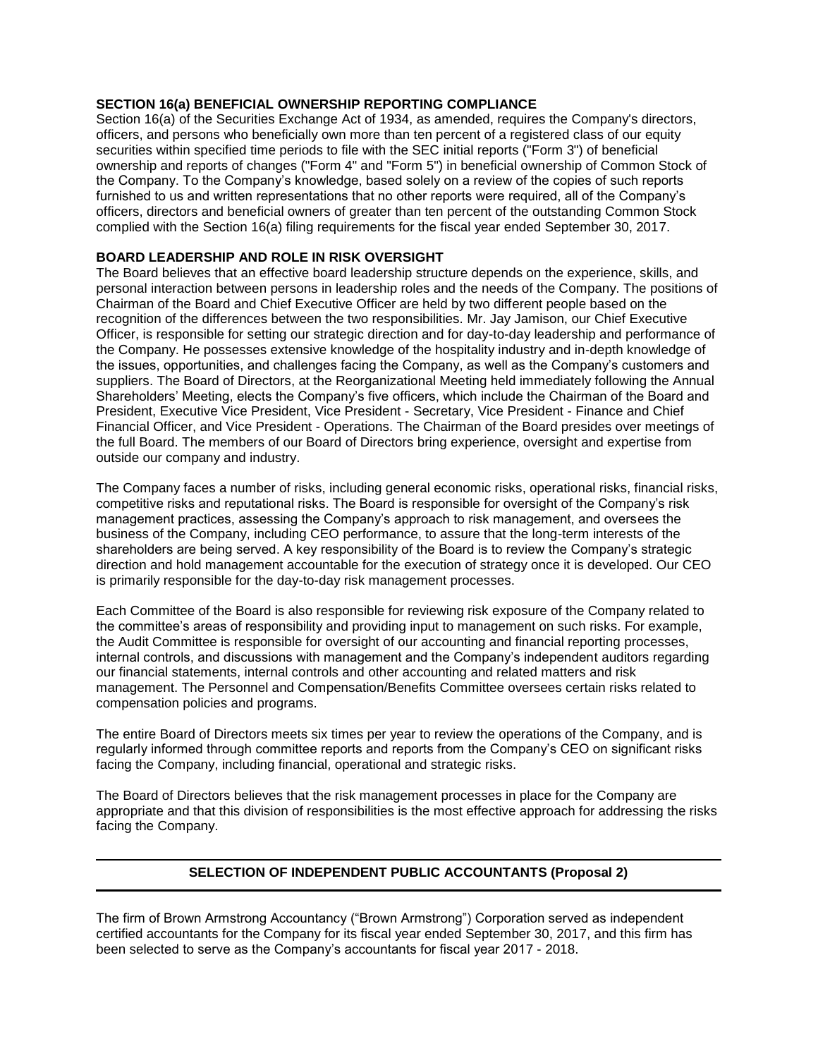**SECTION 16(a) BENEFICIAL OWNERSHIP REPORTING COMPLIANCE**

Section 16(a) of the Securities Exchange Act of 1934, as amended, requires the Company's directors, officers, and persons who beneficially own more than ten percent of a registered class of our equity securities within specified time periods to file with the SEC initial reports ("Form 3") of beneficial ownership and reports of changes ("Form 4" and "Form 5") in beneficial ownership of Common Stock of the Company. To the Company's knowledge, based solely on a review of the copies of such reports furnished to us and written representations that no other reports were required, all of the Company's officers, directors and beneficial owners of greater than ten percent of the outstanding Common Stock complied with the Section 16(a) filing requirements for the fiscal year ended September 30, 2017.

**BOARD LEADERSHIP AND ROLE IN RISK OVERSIGHT**

The Board believes that an effective board leadership structure depends on the experience, skills, and personal interaction between persons in leadership roles and the needs of the Company. The positions of Chairman of the Board and Chief Executive Officer are held by two different people based on the recognition of the differences between the two responsibilities. Mr. Jay Jamison, our Chief Executive Officer, is responsible for setting our strategic direction and for day-to-day leadership and performance of the Company. He possesses extensive knowledge of the hospitality industry and in-depth knowledge of the issues, opportunities, and challenges facing the Company, as well as the Company's customers and suppliers. The Board of Directors, at the Reorganizational Meeting held immediately following the Annual Shareholders' Meeting, elects the Company's five officers, which include the Chairman of the Board and President, Executive Vice President, Vice President - Secretary, Vice President - Finance and Chief Financial Officer, and Vice President - Operations. The Chairman of the Board presides over meetings of the full Board. The members of our Board of Directors bring experience, oversight and expertise from outside our company and industry.

The Company faces a number of risks, including general economic risks, operational risks, financial risks, competitive risks and reputational risks. The Board is responsible for oversight of the Company's risk management practices, assessing the Company's approach to risk management, and oversees the business of the Company, including CEO performance, to assure that the long-term interests of the shareholders are being served. A key responsibility of the Board is to review the Company's strategic direction and hold management accountable for the execution of strategy once it is developed. Our CEO is primarily responsible for the day-to-day risk management processes.

Each Committee of the Board is also responsible for reviewing risk exposure of the Company related to the committee's areas of responsibility and providing input to management on such risks. For example, the Audit Committee is responsible for oversight of our accounting and financial reporting processes, internal controls, and discussions with management and the Company's independent auditors regarding our financial statements, internal controls and other accounting and related matters and risk management. The Personnel and Compensation/Benefits Committee oversees certain risks related to compensation policies and programs.

The entire Board of Directors meets six times per year to review the operations of the Company, and is regularly informed through committee reports and reports from the Company's CEO on significant risks facing the Company, including financial, operational and strategic risks.

The Board of Directors believes that the risk management processes in place for the Company are appropriate and that this division of responsibilities is the most effective approach for addressing the risks facing the Company.

## SELECTION OF INDEPENDENT PUBLIC ACCOUNTANTS (Proposal 2)

The firm of Brown Armstrong Accountancy ("Brown Armstrong") Corporation served as independent certified accountants for the Company for its fiscal year ended September 30, 2017, and this firm has been selected to serve as the Company's accountants for fiscal year 2017 - 2018.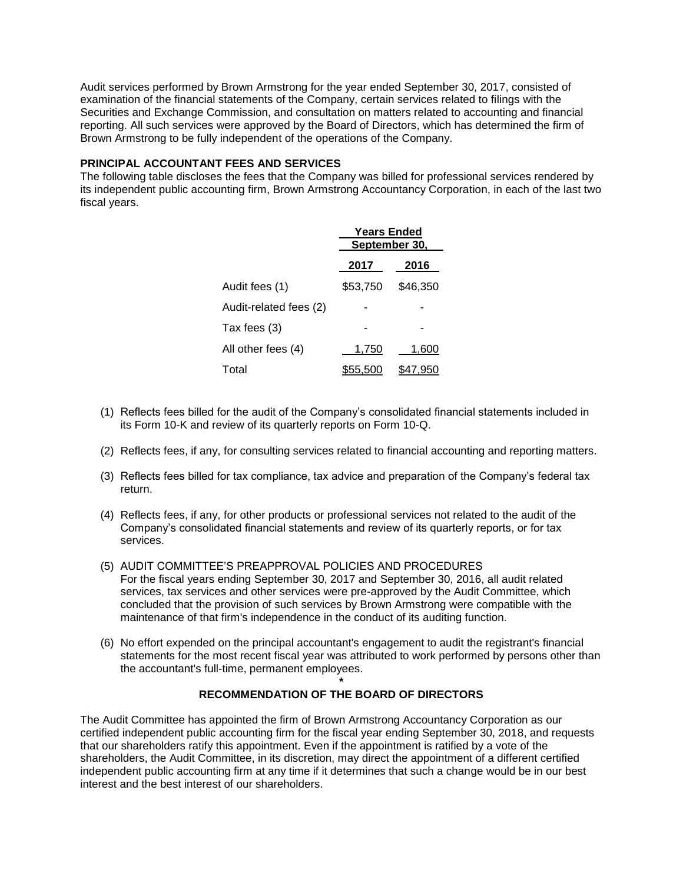Audit services performed by Brown Armstrong for the year ended September 30, 2017, consisted of examination of the financial statements of the Company, certain services related to filings with the Securities and Exchange Commission, and consultation on matters related to accounting and financial reporting. All such services were approved by the Board of Directors, which has determined the firm of Brown Armstrong to be fully independent of the operations of the Company.

**PRINCIPAL ACCOUNTANT FEES AND SERVICES**

The following table discloses the fees that the Company was billed for professional services rendered by its independent public accounting firm, Brown Armstrong Accountancy Corporation, in each of the last two fiscal years.

| | Years Ended September 30, | |
|---|---|---|
| | 2017 | 2016 |
| Audit fees (1) | $53,750 | $46,350 |
| Audit-related fees (2) | - | - |
| Tax fees (3) | - | - |
| All other fees (4) | 1,750 | 1,600 |
| Total | $55,500 | $47,950 |

(1) Reflects fees billed for the audit of the Company's consolidated financial statements included in its Form 10-K and review of its quarterly reports on Form 10-Q.

(2) Reflects fees, if any, for consulting services related to financial accounting and reporting matters.

(3) Reflects fees billed for tax compliance, tax advice and preparation of the Company's federal tax return.

(4) Reflects fees, if any, for other products or professional services not related to the audit of the Company's consolidated financial statements and review of its quarterly reports, or for tax services.

(5) AUDIT COMMITTEE'S PREAPPROVAL POLICIES AND PROCEDURES
For the fiscal years ending September 30, 2017 and September 30, 2016, all audit related services, tax services and other services were pre-approved by the Audit Committee, which concluded that the provision of such services by Brown Armstrong were compatible with the maintenance of that firm's independence in the conduct of its auditing function.

(6) No effort expended on the principal accountant's engagement to audit the registrant's financial statements for the most recent fiscal year was attributed to work performed by persons other than the accountant's full-time, permanent employees.

*

**RECOMMENDATION OF THE BOARD OF DIRECTORS**

The Audit Committee has appointed the firm of Brown Armstrong Accountancy Corporation as our certified independent public accounting firm for the fiscal year ending September 30, 2018, and requests that our shareholders ratify this appointment. Even if the appointment is ratified by a vote of the shareholders, the Audit Committee, in its discretion, may direct the appointment of a different certified independent public accounting firm at any time if it determines that such a change would be in our best interest and the best interest of our shareholders.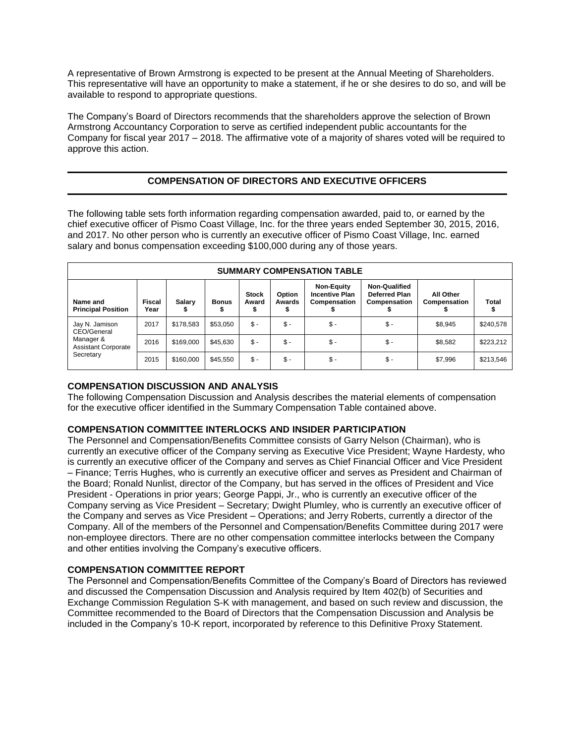A representative of Brown Armstrong is expected to be present at the Annual Meeting of Shareholders. This representative will have an opportunity to make a statement, if he or she desires to do so, and will be available to respond to appropriate questions.

The Company's Board of Directors recommends that the shareholders approve the selection of Brown Armstrong Accountancy Corporation to serve as certified independent public accountants for the Company for fiscal year 2017 – 2018. The affirmative vote of a majority of shares voted will be required to approve this action.

## COMPENSATION OF DIRECTORS AND EXECUTIVE OFFICERS

The following table sets forth information regarding compensation awarded, paid to, or earned by the chief executive officer of Pismo Coast Village, Inc. for the three years ended September 30, 2015, 2016, and 2017. No other person who is currently an executive officer of Pismo Coast Village, Inc. earned salary and bonus compensation exceeding $100,000 during any of those years.

**SUMMARY COMPENSATION TABLE**

| Name and Principal Position | Fiscal Year | Salary $ | Bonus $ | Stock Award $ | Option Awards $ | Non-Equity Incentive Plan Compensation $ | Non-Qualified Deferred Plan Compensation $ | All Other Compensation $ | Total $ |
|---|---|---|---|---|---|---|---|---|---|
| Jay N. Jamison CEO/General Manager & Assistant Corporate Secretary | 2017 | $178,583 | $53,050 | $ - | $ - | $ - | $ - | $8,945 | $240,578 |
| | 2016 | $169,000 | $45,630 | $ - | $ - | $ - | $ - | $8,582 | $223,212 |
| | 2015 | $160,000 | $45,550 | $ - | $ - | $ - | $ - | $7,996 | $213,546 |

### COMPENSATION DISCUSSION AND ANALYSIS

The following Compensation Discussion and Analysis describes the material elements of compensation for the executive officer identified in the Summary Compensation Table contained above.

### COMPENSATION COMMITTEE INTERLOCKS AND INSIDER PARTICIPATION

The Personnel and Compensation/Benefits Committee consists of Garry Nelson (Chairman), who is currently an executive officer of the Company serving as Executive Vice President; Wayne Hardesty, who is currently an executive officer of the Company and serves as Chief Financial Officer and Vice President – Finance; Terris Hughes, who is currently an executive officer and serves as President and Chairman of the Board; Ronald Nunlist, director of the Company, but has served in the offices of President and Vice President - Operations in prior years; George Pappi, Jr., who is currently an executive officer of the Company serving as Vice President – Secretary; Dwight Plumley, who is currently an executive officer of the Company and serves as Vice President – Operations; and Jerry Roberts, currently a director of the Company. All of the members of the Personnel and Compensation/Benefits Committee during 2017 were non-employee directors. There are no other compensation committee interlocks between the Company and other entities involving the Company's executive officers.

### COMPENSATION COMMITTEE REPORT

The Personnel and Compensation/Benefits Committee of the Company's Board of Directors has reviewed and discussed the Compensation Discussion and Analysis required by Item 402(b) of Securities and Exchange Commission Regulation S-K with management, and based on such review and discussion, the Committee recommended to the Board of Directors that the Compensation Discussion and Analysis be included in the Company's 10-K report, incorporated by reference to this Definitive Proxy Statement.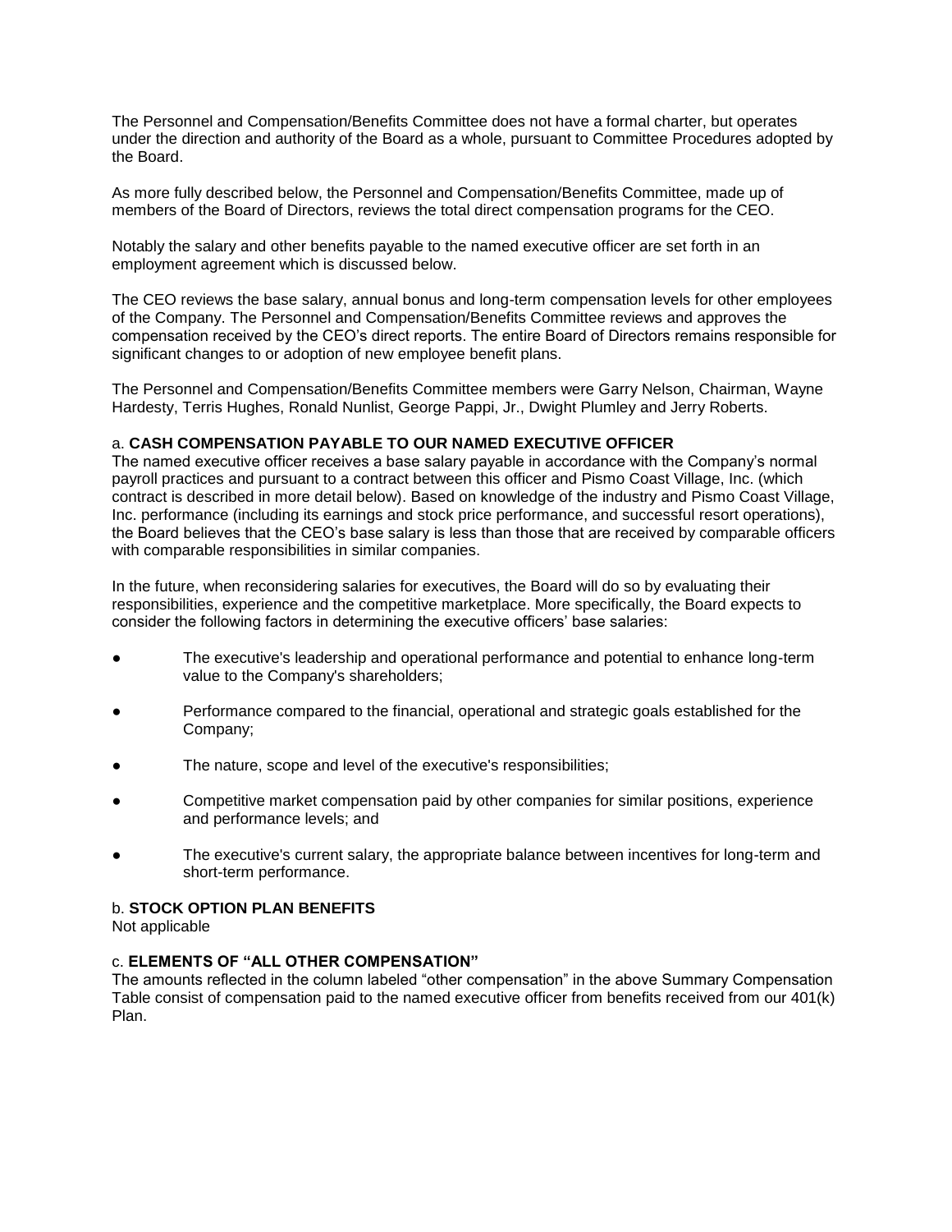The Personnel and Compensation/Benefits Committee does not have a formal charter, but operates under the direction and authority of the Board as a whole, pursuant to Committee Procedures adopted by the Board.

As more fully described below, the Personnel and Compensation/Benefits Committee, made up of members of the Board of Directors, reviews the total direct compensation programs for the CEO.

Notably the salary and other benefits payable to the named executive officer are set forth in an employment agreement which is discussed below.

The CEO reviews the base salary, annual bonus and long-term compensation levels for other employees of the Company. The Personnel and Compensation/Benefits Committee reviews and approves the compensation received by the CEO's direct reports. The entire Board of Directors remains responsible for significant changes to or adoption of new employee benefit plans.

The Personnel and Compensation/Benefits Committee members were Garry Nelson, Chairman, Wayne Hardesty, Terris Hughes, Ronald Nunlist, George Pappi, Jr., Dwight Plumley and Jerry Roberts.

a. **CASH COMPENSATION PAYABLE TO OUR NAMED EXECUTIVE OFFICER**

The named executive officer receives a base salary payable in accordance with the Company's normal payroll practices and pursuant to a contract between this officer and Pismo Coast Village, Inc. (which contract is described in more detail below). Based on knowledge of the industry and Pismo Coast Village, Inc. performance (including its earnings and stock price performance, and successful resort operations), the Board believes that the CEO's base salary is less than those that are received by comparable officers with comparable responsibilities in similar companies.

In the future, when reconsidering salaries for executives, the Board will do so by evaluating their responsibilities, experience and the competitive marketplace. More specifically, the Board expects to consider the following factors in determining the executive officers' base salaries:

- The executive's leadership and operational performance and potential to enhance long-term value to the Company's shareholders;
- Performance compared to the financial, operational and strategic goals established for the Company;
- The nature, scope and level of the executive's responsibilities;
- Competitive market compensation paid by other companies for similar positions, experience and performance levels; and
- The executive's current salary, the appropriate balance between incentives for long-term and short-term performance.

b. **STOCK OPTION PLAN BENEFITS**

Not applicable

c. **ELEMENTS OF "ALL OTHER COMPENSATION"**

The amounts reflected in the column labeled "other compensation" in the above Summary Compensation Table consist of compensation paid to the named executive officer from benefits received from our 401(k) Plan.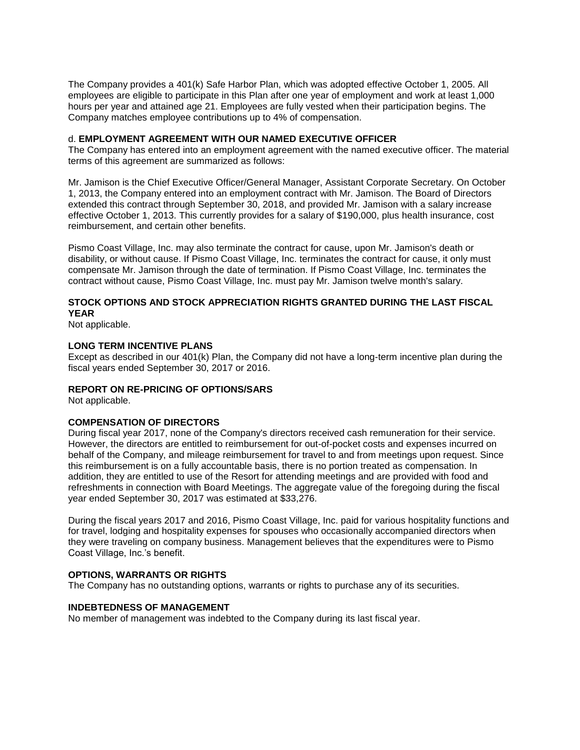The Company provides a 401(k) Safe Harbor Plan, which was adopted effective October 1, 2005. All employees are eligible to participate in this Plan after one year of employment and work at least 1,000 hours per year and attained age 21. Employees are fully vested when their participation begins. The Company matches employee contributions up to 4% of compensation.

d. **EMPLOYMENT AGREEMENT WITH OUR NAMED EXECUTIVE OFFICER**

The Company has entered into an employment agreement with the named executive officer. The material terms of this agreement are summarized as follows:

Mr. Jamison is the Chief Executive Officer/General Manager, Assistant Corporate Secretary. On October 1, 2013, the Company entered into an employment contract with Mr. Jamison. The Board of Directors extended this contract through September 30, 2018, and provided Mr. Jamison with a salary increase effective October 1, 2013. This currently provides for a salary of $190,000, plus health insurance, cost reimbursement, and certain other benefits.

Pismo Coast Village, Inc. may also terminate the contract for cause, upon Mr. Jamison's death or disability, or without cause. If Pismo Coast Village, Inc. terminates the contract for cause, it only must compensate Mr. Jamison through the date of termination. If Pismo Coast Village, Inc. terminates the contract without cause, Pismo Coast Village, Inc. must pay Mr. Jamison twelve month's salary.

**STOCK OPTIONS AND STOCK APPRECIATION RIGHTS GRANTED DURING THE LAST FISCAL YEAR**

Not applicable.

**LONG TERM INCENTIVE PLANS**

Except as described in our 401(k) Plan, the Company did not have a long-term incentive plan during the fiscal years ended September 30, 2017 or 2016.

**REPORT ON RE-PRICING OF OPTIONS/SARS**

Not applicable.

**COMPENSATION OF DIRECTORS**

During fiscal year 2017, none of the Company's directors received cash remuneration for their service. However, the directors are entitled to reimbursement for out-of-pocket costs and expenses incurred on behalf of the Company, and mileage reimbursement for travel to and from meetings upon request. Since this reimbursement is on a fully accountable basis, there is no portion treated as compensation. In addition, they are entitled to use of the Resort for attending meetings and are provided with food and refreshments in connection with Board Meetings. The aggregate value of the foregoing during the fiscal year ended September 30, 2017 was estimated at $33,276.

During the fiscal years 2017 and 2016, Pismo Coast Village, Inc. paid for various hospitality functions and for travel, lodging and hospitality expenses for spouses who occasionally accompanied directors when they were traveling on company business. Management believes that the expenditures were to Pismo Coast Village, Inc.'s benefit.

**OPTIONS, WARRANTS OR RIGHTS**

The Company has no outstanding options, warrants or rights to purchase any of its securities.

**INDEBTEDNESS OF MANAGEMENT**

No member of management was indebted to the Company during its last fiscal year.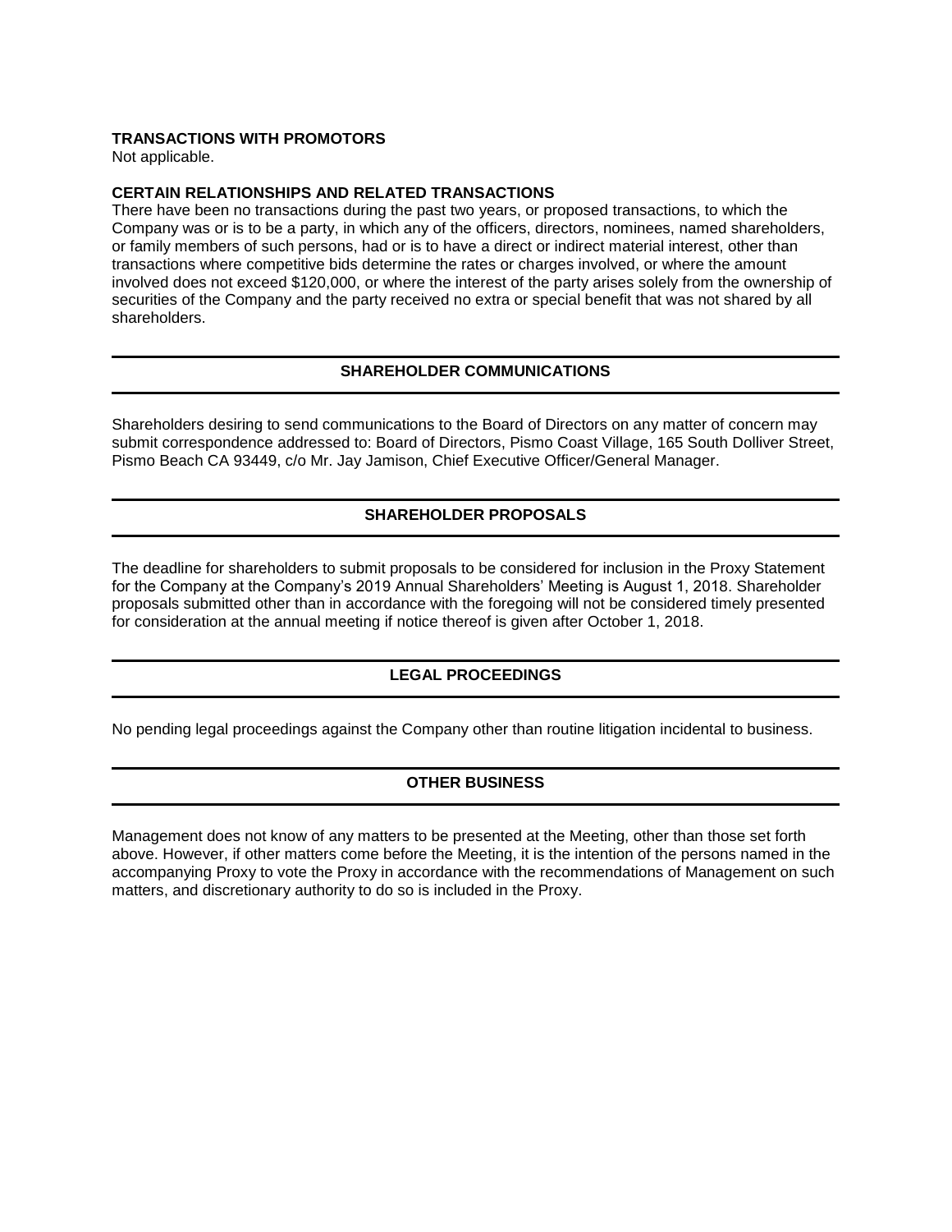**TRANSACTIONS WITH PROMOTORS**
Not applicable.

**CERTAIN RELATIONSHIPS AND RELATED TRANSACTIONS**
There have been no transactions during the past two years, or proposed transactions, to which the Company was or is to be a party, in which any of the officers, directors, nominees, named shareholders, or family members of such persons, had or is to have a direct or indirect material interest, other than transactions where competitive bids determine the rates or charges involved, or where the amount involved does not exceed $120,000, or where the interest of the party arises solely from the ownership of securities of the Company and the party received no extra or special benefit that was not shared by all shareholders.

## SHAREHOLDER COMMUNICATIONS

Shareholders desiring to send communications to the Board of Directors on any matter of concern may submit correspondence addressed to: Board of Directors, Pismo Coast Village, 165 South Dolliver Street, Pismo Beach CA 93449, c/o Mr. Jay Jamison, Chief Executive Officer/General Manager.

## SHAREHOLDER PROPOSALS

The deadline for shareholders to submit proposals to be considered for inclusion in the Proxy Statement for the Company at the Company's 2019 Annual Shareholders' Meeting is August 1, 2018. Shareholder proposals submitted other than in accordance with the foregoing will not be considered timely presented for consideration at the annual meeting if notice thereof is given after October 1, 2018.

## LEGAL PROCEEDINGS

No pending legal proceedings against the Company other than routine litigation incidental to business.

## OTHER BUSINESS

Management does not know of any matters to be presented at the Meeting, other than those set forth above. However, if other matters come before the Meeting, it is the intention of the persons named in the accompanying Proxy to vote the Proxy in accordance with the recommendations of Management on such matters, and discretionary authority to do so is included in the Proxy.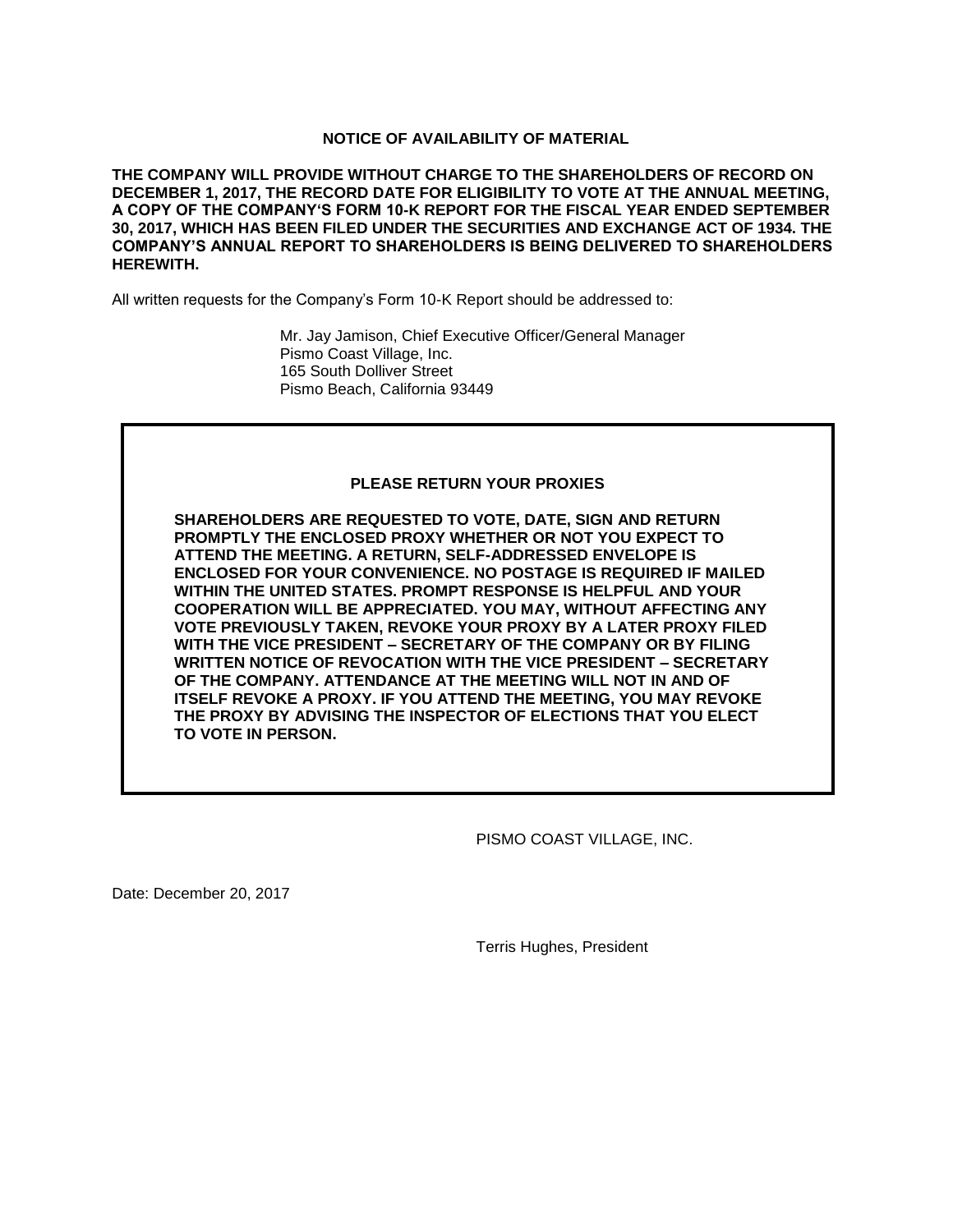## NOTICE OF AVAILABILITY OF MATERIAL

**THE COMPANY WILL PROVIDE WITHOUT CHARGE TO THE SHAREHOLDERS OF RECORD ON DECEMBER 1, 2017, THE RECORD DATE FOR ELIGIBILITY TO VOTE AT THE ANNUAL MEETING, A COPY OF THE COMPANY'S FORM 10-K REPORT FOR THE FISCAL YEAR ENDED SEPTEMBER 30, 2017, WHICH HAS BEEN FILED UNDER THE SECURITIES AND EXCHANGE ACT OF 1934. THE COMPANY'S ANNUAL REPORT TO SHAREHOLDERS IS BEING DELIVERED TO SHAREHOLDERS HEREWITH.**

All written requests for the Company's Form 10-K Report should be addressed to:

Mr. Jay Jamison, Chief Executive Officer/General Manager
Pismo Coast Village, Inc.
165 South Dolliver Street
Pismo Beach, California 93449

### PLEASE RETURN YOUR PROXIES

**SHAREHOLDERS ARE REQUESTED TO VOTE, DATE, SIGN AND RETURN PROMPTLY THE ENCLOSED PROXY WHETHER OR NOT YOU EXPECT TO ATTEND THE MEETING. A RETURN, SELF-ADDRESSED ENVELOPE IS ENCLOSED FOR YOUR CONVENIENCE. NO POSTAGE IS REQUIRED IF MAILED WITHIN THE UNITED STATES. PROMPT RESPONSE IS HELPFUL AND YOUR COOPERATION WILL BE APPRECIATED. YOU MAY, WITHOUT AFFECTING ANY VOTE PREVIOUSLY TAKEN, REVOKE YOUR PROXY BY A LATER PROXY FILED WITH THE VICE PRESIDENT – SECRETARY OF THE COMPANY OR BY FILING WRITTEN NOTICE OF REVOCATION WITH THE VICE PRESIDENT – SECRETARY OF THE COMPANY. ATTENDANCE AT THE MEETING WILL NOT IN AND OF ITSELF REVOKE A PROXY. IF YOU ATTEND THE MEETING, YOU MAY REVOKE THE PROXY BY ADVISING THE INSPECTOR OF ELECTIONS THAT YOU ELECT TO VOTE IN PERSON.**

PISMO COAST VILLAGE, INC.

Date: December 20, 2017

Terris Hughes, President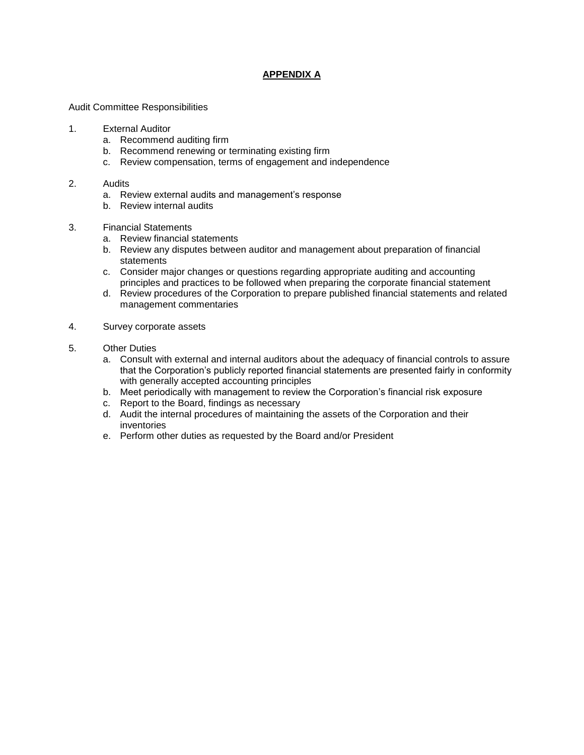# **APPENDIX A**

Audit Committee Responsibilities

1. External Auditor
   a. Recommend auditing firm
   b. Recommend renewing or terminating existing firm
   c. Review compensation, terms of engagement and independence

2. Audits
   a. Review external audits and management's response
   b. Review internal audits

3. Financial Statements
   a. Review financial statements
   b. Review any disputes between auditor and management about preparation of financial statements
   c. Consider major changes or questions regarding appropriate auditing and accounting principles and practices to be followed when preparing the corporate financial statement
   d. Review procedures of the Corporation to prepare published financial statements and related management commentaries

4. Survey corporate assets

5. Other Duties
   a. Consult with external and internal auditors about the adequacy of financial controls to assure that the Corporation's publicly reported financial statements are presented fairly in conformity with generally accepted accounting principles
   b. Meet periodically with management to review the Corporation's financial risk exposure
   c. Report to the Board, findings as necessary
   d. Audit the internal procedures of maintaining the assets of the Corporation and their inventories
   e. Perform other duties as requested by the Board and/or President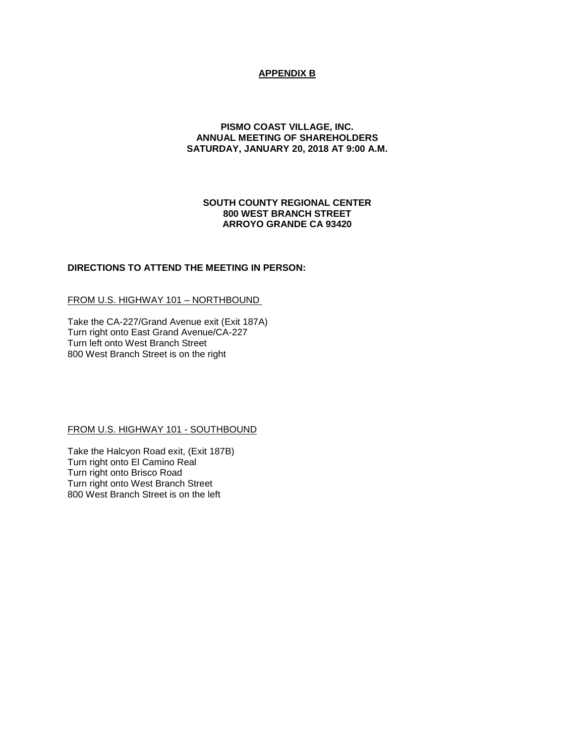## APPENDIX B

**PISMO COAST VILLAGE, INC.**
**ANNUAL MEETING OF SHAREHOLDERS**
**SATURDAY, JANUARY 20, 2018 AT 9:00 A.M.**

**SOUTH COUNTY REGIONAL CENTER**
**800 WEST BRANCH STREET**
**ARROYO GRANDE CA 93420**

**DIRECTIONS TO ATTEND THE MEETING IN PERSON:**

FROM U.S. HIGHWAY 101 – NORTHBOUND

Take the CA-227/Grand Avenue exit (Exit 187A)
Turn right onto East Grand Avenue/CA-227
Turn left onto West Branch Street
800 West Branch Street is on the right

FROM U.S. HIGHWAY 101 - SOUTHBOUND

Take the Halcyon Road exit, (Exit 187B)
Turn right onto El Camino Real
Turn right onto Brisco Road
Turn right onto West Branch Street
800 West Branch Street is on the left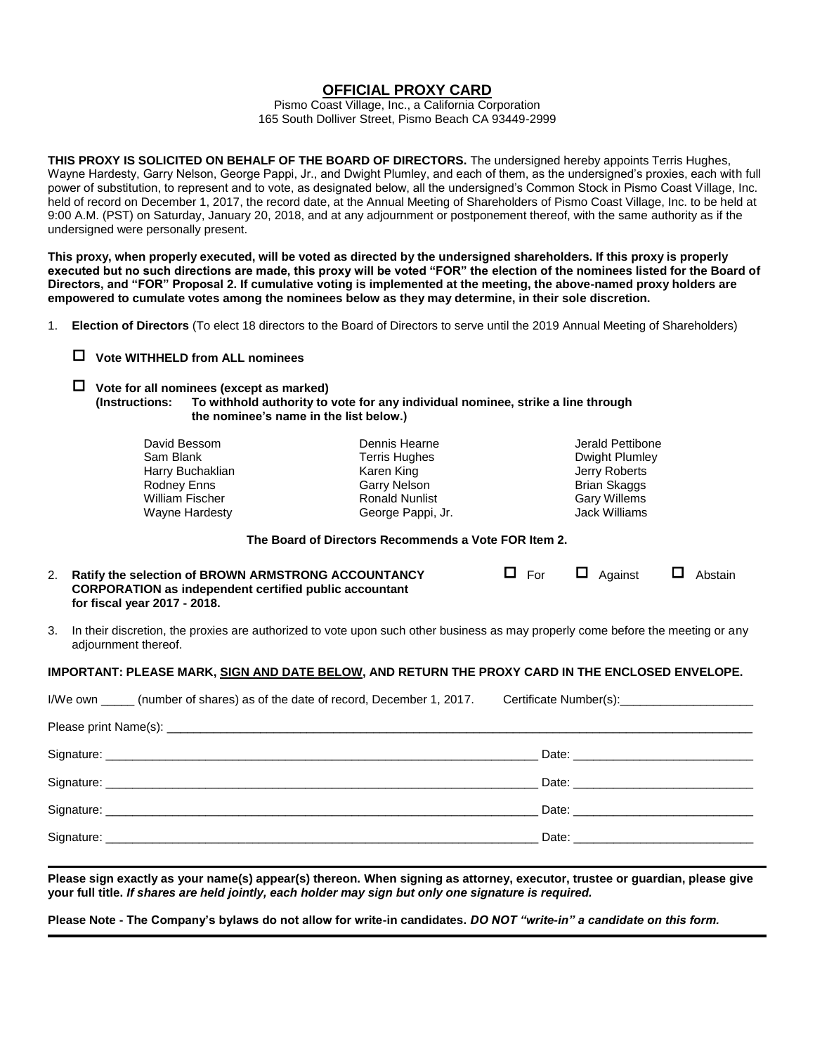# OFFICIAL PROXY CARD

Pismo Coast Village, Inc., a California Corporation
165 South Dolliver Street, Pismo Beach CA 93449-2999

**THIS PROXY IS SOLICITED ON BEHALF OF THE BOARD OF DIRECTORS.** The undersigned hereby appoints Terris Hughes, Wayne Hardesty, Garry Nelson, George Pappi, Jr., and Dwight Plumley, and each of them, as the undersigned's proxies, each with full power of substitution, to represent and to vote, as designated below, all the undersigned's Common Stock in Pismo Coast Village, Inc. held of record on December 1, 2017, the record date, at the Annual Meeting of Shareholders of Pismo Coast Village, Inc. to be held at 9:00 A.M. (PST) on Saturday, January 20, 2018, and at any adjournment or postponement thereof, with the same authority as if the undersigned were personally present.

**This proxy, when properly executed, will be voted as directed by the undersigned shareholders. If this proxy is properly executed but no such directions are made, this proxy will be voted "FOR" the election of the nominees listed for the Board of Directors, and "FOR" Proposal 2. If cumulative voting is implemented at the meeting, the above-named proxy holders are empowered to cumulate votes among the nominees below as they may determine, in their sole discretion.**

1. **Election of Directors** (To elect 18 directors to the Board of Directors to serve until the 2019 Annual Meeting of Shareholders)

☐ **Vote WITHHELD from ALL nominees**

☐ **Vote for all nominees (except as marked)**
**(Instructions: To withhold authority to vote for any individual nominee, strike a line through the nominee's name in the list below.)**

| | | |
|---|---|---|
| David Bessom | Dennis Hearne | Jerald Pettibone |
| Sam Blank | Terris Hughes | Dwight Plumley |
| Harry Buchaklian | Karen King | Jerry Roberts |
| Rodney Enns | Garry Nelson | Brian Skaggs |
| William Fischer | Ronald Nunlist | Gary Willems |
| Wayne Hardesty | George Pappi, Jr. | Jack Williams |

**The Board of Directors Recommends a Vote FOR Item 2.**

2. **Ratify the selection of BROWN ARMSTRONG ACCOUNTANCY CORPORATION as independent certified public accountant for fiscal year 2017 - 2018.** ☐ For ☐ Against ☐ Abstain

3. In their discretion, the proxies are authorized to vote upon such other business as may properly come before the meeting or any adjournment thereof.

**IMPORTANT: PLEASE MARK, SIGN AND DATE BELOW, AND RETURN THE PROXY CARD IN THE ENCLOSED ENVELOPE.**

I/We own _____ (number of shares) as of the date of record, December 1, 2017. Certificate Number(s):____________________

Please print Name(s): ____________________________________________

Signature: ______________________________________ Date: ____________________

Signature: ______________________________________ Date: ____________________

Signature: ______________________________________ Date: ____________________

Signature: ______________________________________ Date: ____________________

**Please sign exactly as your name(s) appear(s) thereon. When signing as attorney, executor, trustee or guardian, please give your full title.** ***If shares are held jointly, each holder may sign but only one signature is required.***

**Please Note - The Company's bylaws do not allow for write-in candidates.** ***DO NOT "write-in" a candidate on this form.***